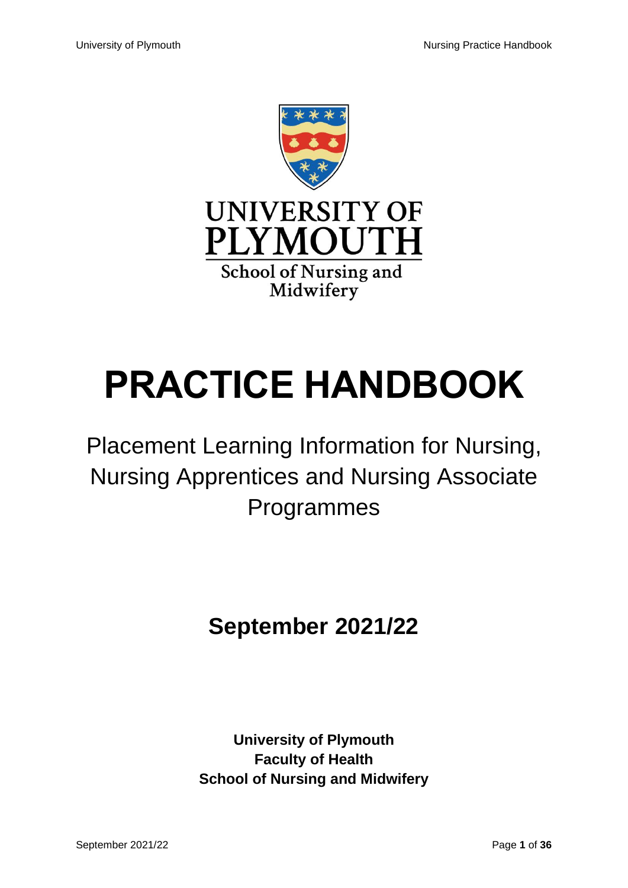UNIVERSITY OF PLYMOUTH

School of Nursing and Midwifery

# PRACTICE HANDBOOK

## Placement Learning Information for Nursing, Nursing Apprentices and Nursing Associate Programmes

## September 2021/22

**University of Plymouth**
**Faculty of Health**
**School of Nursing and Midwifery**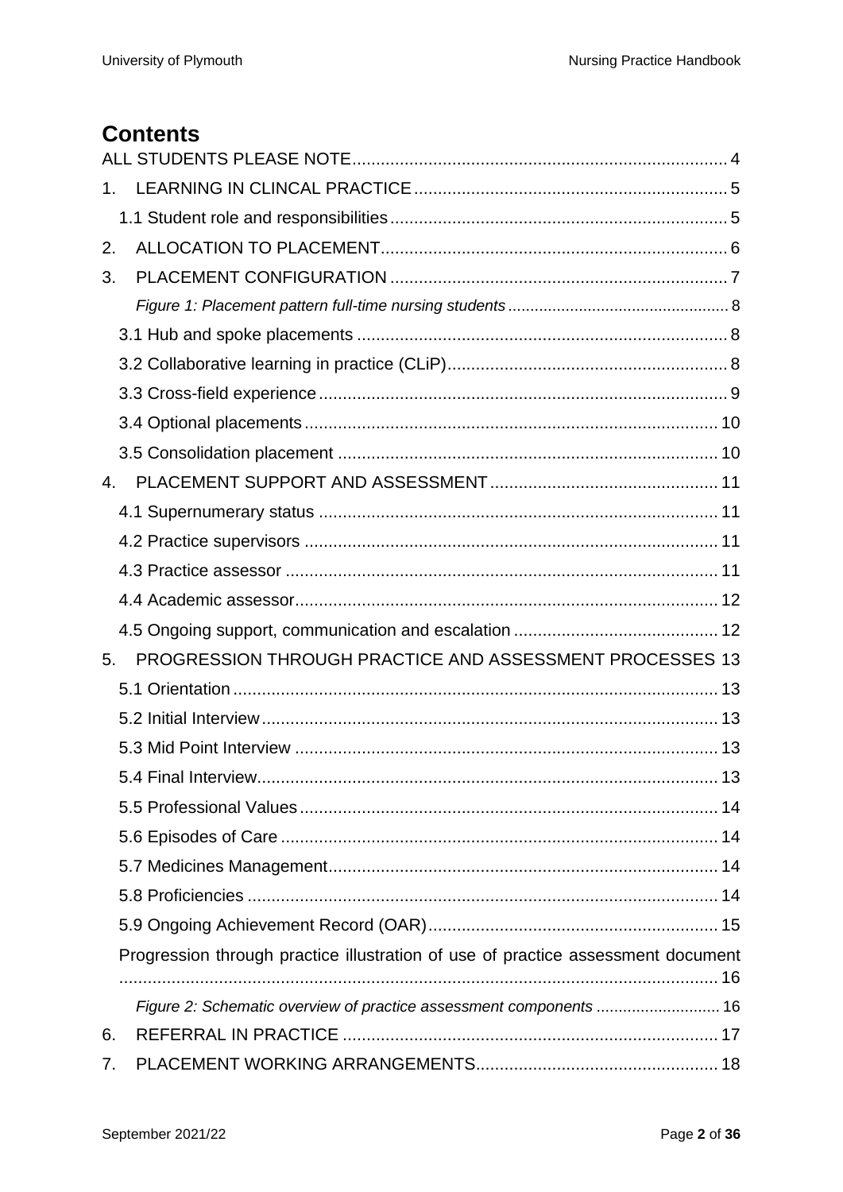# Contents

ALL STUDENTS PLEASE NOTE .......... 4

1. LEARNING IN CLINCAL PRACTICE .......... 5
   - 1.1 Student role and responsibilities .......... 5
2. ALLOCATION TO PLACEMENT .......... 6
3. PLACEMENT CONFIGURATION .......... 7
   - *Figure 1: Placement pattern full-time nursing students* .......... 8
   - 3.1 Hub and spoke placements .......... 8
   - 3.2 Collaborative learning in practice (CLiP) .......... 8
   - 3.3 Cross-field experience .......... 9
   - 3.4 Optional placements .......... 10
   - 3.5 Consolidation placement .......... 10
4. PLACEMENT SUPPORT AND ASSESSMENT .......... 11
   - 4.1 Supernumerary status .......... 11
   - 4.2 Practice supervisors .......... 11
   - 4.3 Practice assessor .......... 11
   - 4.4 Academic assessor .......... 12
   - 4.5 Ongoing support, communication and escalation .......... 12
5. PROGRESSION THROUGH PRACTICE AND ASSESSMENT PROCESSES .......... 13
   - 5.1 Orientation .......... 13
   - 5.2 Initial Interview .......... 13
   - 5.3 Mid Point Interview .......... 13
   - 5.4 Final Interview .......... 13
   - 5.5 Professional Values .......... 14
   - 5.6 Episodes of Care .......... 14
   - 5.7 Medicines Management .......... 14
   - 5.8 Proficiencies .......... 14
   - 5.9 Ongoing Achievement Record (OAR) .......... 15
   - Progression through practice illustration of use of practice assessment document .......... 16
     - *Figure 2: Schematic overview of practice assessment components* .......... 16
6. REFERRAL IN PRACTICE .......... 17
7. PLACEMENT WORKING ARRANGEMENTS .......... 18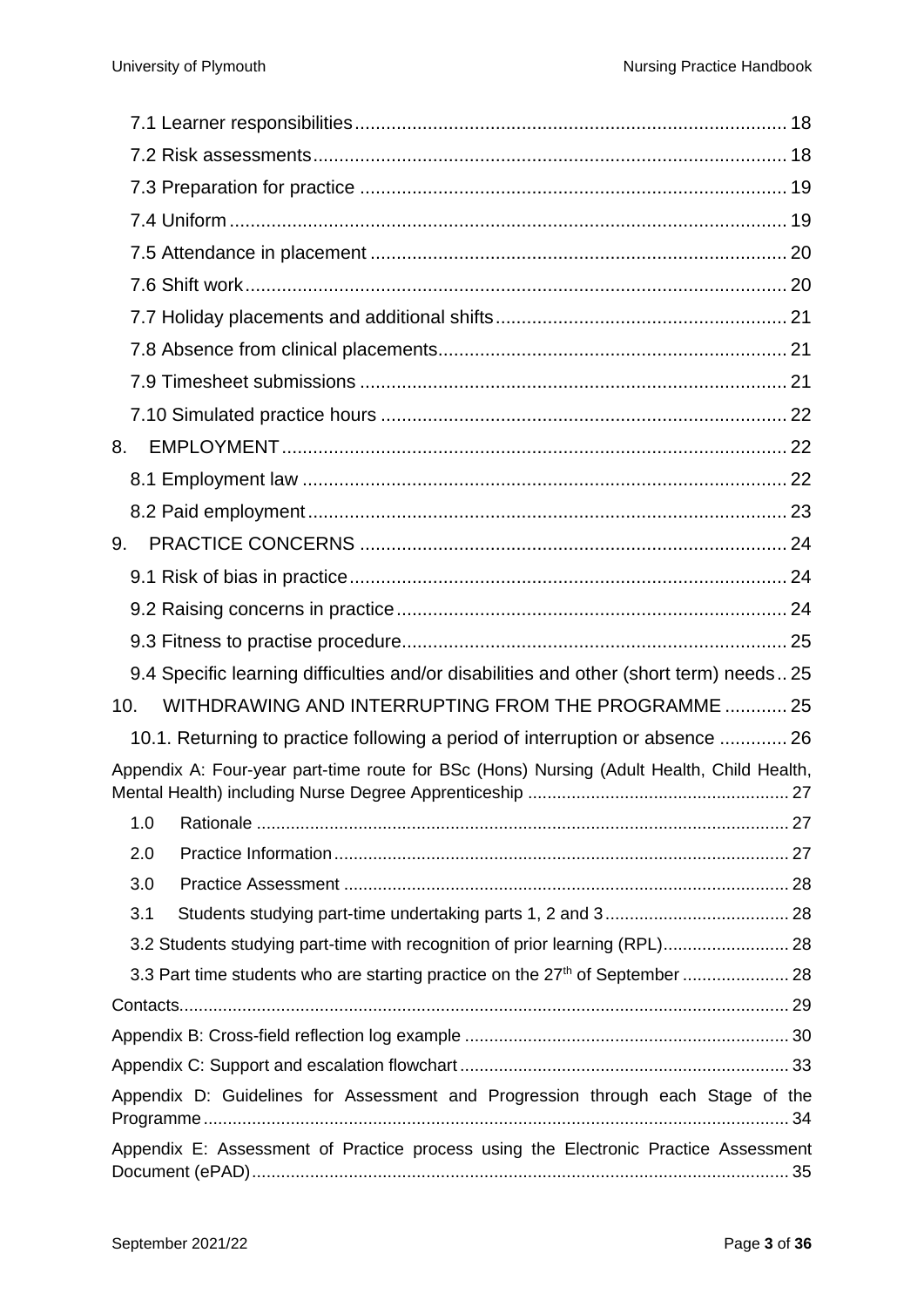7.1 Learner responsibilities .......... 18

7.2 Risk assessments .......... 18

7.3 Preparation for practice .......... 19

7.4 Uniform .......... 19

7.5 Attendance in placement .......... 20

7.6 Shift work .......... 20

7.7 Holiday placements and additional shifts .......... 21

7.8 Absence from clinical placements .......... 21

7.9 Timesheet submissions .......... 21

7.10 Simulated practice hours .......... 22

8. EMPLOYMENT .......... 22

8.1 Employment law .......... 22

8.2 Paid employment .......... 23

9. PRACTICE CONCERNS .......... 24

9.1 Risk of bias in practice .......... 24

9.2 Raising concerns in practice .......... 24

9.3 Fitness to practise procedure .......... 25

9.4 Specific learning difficulties and/or disabilities and other (short term) needs .. 25

10. WITHDRAWING AND INTERRUPTING FROM THE PROGRAMME .......... 25

10.1. Returning to practice following a period of interruption or absence .......... 26

Appendix A: Four-year part-time route for BSc (Hons) Nursing (Adult Health, Child Health, Mental Health) including Nurse Degree Apprenticeship .......... 27

1.0 Rationale .......... 27

2.0 Practice Information .......... 27

3.0 Practice Assessment .......... 28

3.1 Students studying part-time undertaking parts 1, 2 and 3 .......... 28

3.2 Students studying part-time with recognition of prior learning (RPL) .......... 28

3.3 Part time students who are starting practice on the 27th of September .......... 28

Contacts .......... 29

Appendix B: Cross-field reflection log example .......... 30

Appendix C: Support and escalation flowchart .......... 33

Appendix D: Guidelines for Assessment and Progression through each Stage of the Programme .......... 34

Appendix E: Assessment of Practice process using the Electronic Practice Assessment Document (ePAD) .......... 35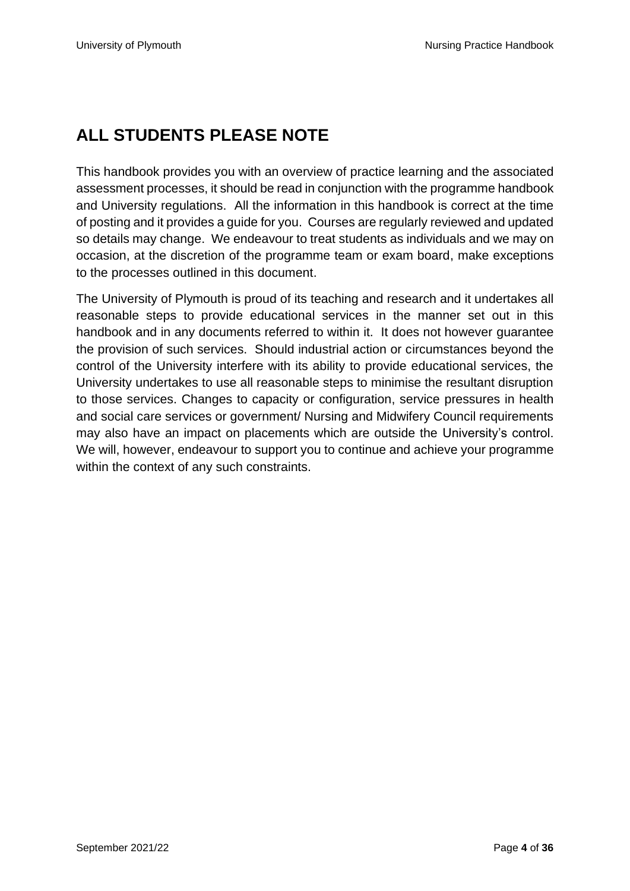## ALL STUDENTS PLEASE NOTE

This handbook provides you with an overview of practice learning and the associated assessment processes, it should be read in conjunction with the programme handbook and University regulations. All the information in this handbook is correct at the time of posting and it provides a guide for you. Courses are regularly reviewed and updated so details may change. We endeavour to treat students as individuals and we may on occasion, at the discretion of the programme team or exam board, make exceptions to the processes outlined in this document.

The University of Plymouth is proud of its teaching and research and it undertakes all reasonable steps to provide educational services in the manner set out in this handbook and in any documents referred to within it. It does not however guarantee the provision of such services. Should industrial action or circumstances beyond the control of the University interfere with its ability to provide educational services, the University undertakes to use all reasonable steps to minimise the resultant disruption to those services. Changes to capacity or configuration, service pressures in health and social care services or government/ Nursing and Midwifery Council requirements may also have an impact on placements which are outside the University's control. We will, however, endeavour to support you to continue and achieve your programme within the context of any such constraints.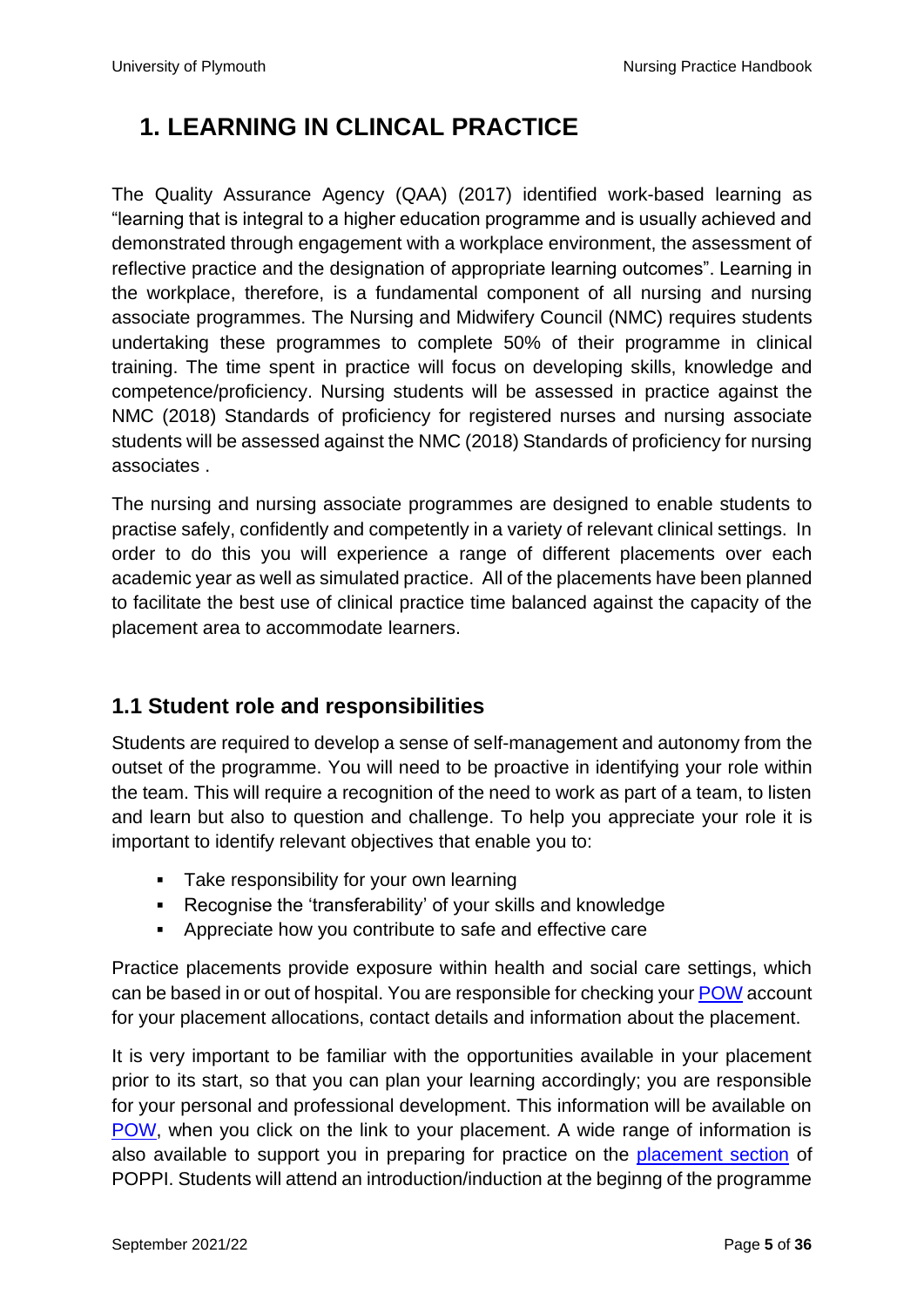# 1. LEARNING IN CLINCAL PRACTICE

The Quality Assurance Agency (QAA) (2017) identified work-based learning as "learning that is integral to a higher education programme and is usually achieved and demonstrated through engagement with a workplace environment, the assessment of reflective practice and the designation of appropriate learning outcomes". Learning in the workplace, therefore, is a fundamental component of all nursing and nursing associate programmes. The Nursing and Midwifery Council (NMC) requires students undertaking these programmes to complete 50% of their programme in clinical training. The time spent in practice will focus on developing skills, knowledge and competence/proficiency. Nursing students will be assessed in practice against the NMC (2018) Standards of proficiency for registered nurses and nursing associate students will be assessed against the NMC (2018) Standards of proficiency for nursing associates .

The nursing and nursing associate programmes are designed to enable students to practise safely, confidently and competently in a variety of relevant clinical settings. In order to do this you will experience a range of different placements over each academic year as well as simulated practice. All of the placements have been planned to facilitate the best use of clinical practice time balanced against the capacity of the placement area to accommodate learners.

## 1.1 Student role and responsibilities

Students are required to develop a sense of self-management and autonomy from the outset of the programme. You will need to be proactive in identifying your role within the team. This will require a recognition of the need to work as part of a team, to listen and learn but also to question and challenge. To help you appreciate your role it is important to identify relevant objectives that enable you to:

- Take responsibility for your own learning
- Recognise the 'transferability' of your skills and knowledge
- Appreciate how you contribute to safe and effective care

Practice placements provide exposure within health and social care settings, which can be based in or out of hospital. You are responsible for checking your POW account for your placement allocations, contact details and information about the placement.

It is very important to be familiar with the opportunities available in your placement prior to its start, so that you can plan your learning accordingly; you are responsible for your personal and professional development. This information will be available on POW, when you click on the link to your placement. A wide range of information is also available to support you in preparing for practice on the placement section of POPPI. Students will attend an introduction/induction at the beginng of the programme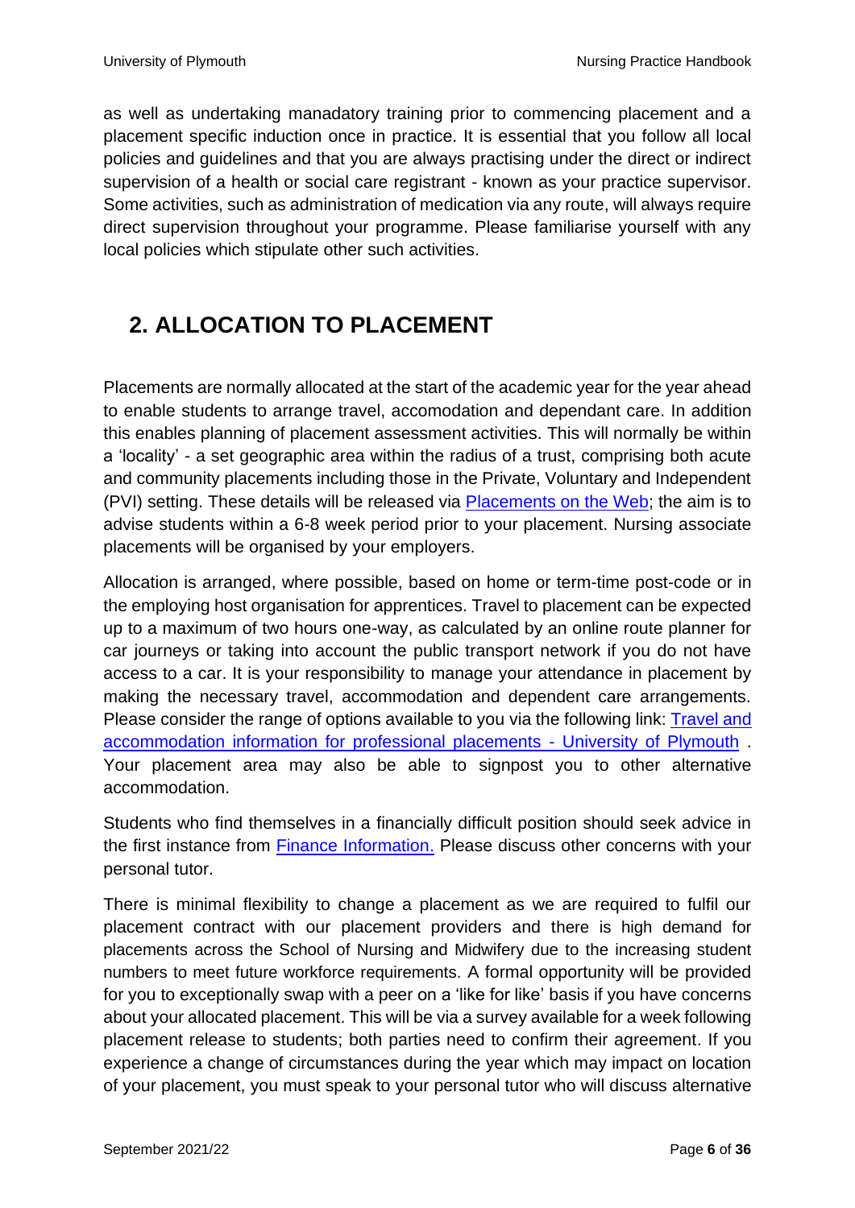as well as undertaking manadatory training prior to commencing placement and a placement specific induction once in practice. It is essential that you follow all local policies and guidelines and that you are always practising under the direct or indirect supervision of a health or social care registrant - known as your practice supervisor. Some activities, such as administration of medication via any route, will always require direct supervision throughout your programme. Please familiarise yourself with any local policies which stipulate other such activities.

## 2. ALLOCATION TO PLACEMENT

Placements are normally allocated at the start of the academic year for the year ahead to enable students to arrange travel, accomodation and dependant care. In addition this enables planning of placement assessment activities. This will normally be within a 'locality' - a set geographic area within the radius of a trust, comprising both acute and community placements including those in the Private, Voluntary and Independent (PVI) setting. These details will be released via [Placements on the Web](); the aim is to advise students within a 6-8 week period prior to your placement. Nursing associate placements will be organised by your employers.

Allocation is arranged, where possible, based on home or term-time post-code or in the employing host organisation for apprentices. Travel to placement can be expected up to a maximum of two hours one-way, as calculated by an online route planner for car journeys or taking into account the public transport network if you do not have access to a car. It is your responsibility to manage your attendance in placement by making the necessary travel, accommodation and dependent care arrangements. Please consider the range of options available to you via the following link: [Travel and accommodation information for professional placements - University of Plymouth]() . Your placement area may also be able to signpost you to other alternative accommodation.

Students who find themselves in a financially difficult position should seek advice in the first instance from [Finance Information.]() Please discuss other concerns with your personal tutor.

There is minimal flexibility to change a placement as we are required to fulfil our placement contract with our placement providers and there is high demand for placements across the School of Nursing and Midwifery due to the increasing student numbers to meet future workforce requirements. A formal opportunity will be provided for you to exceptionally swap with a peer on a 'like for like' basis if you have concerns about your allocated placement. This will be via a survey available for a week following placement release to students; both parties need to confirm their agreement. If you experience a change of circumstances during the year which may impact on location of your placement, you must speak to your personal tutor who will discuss alternative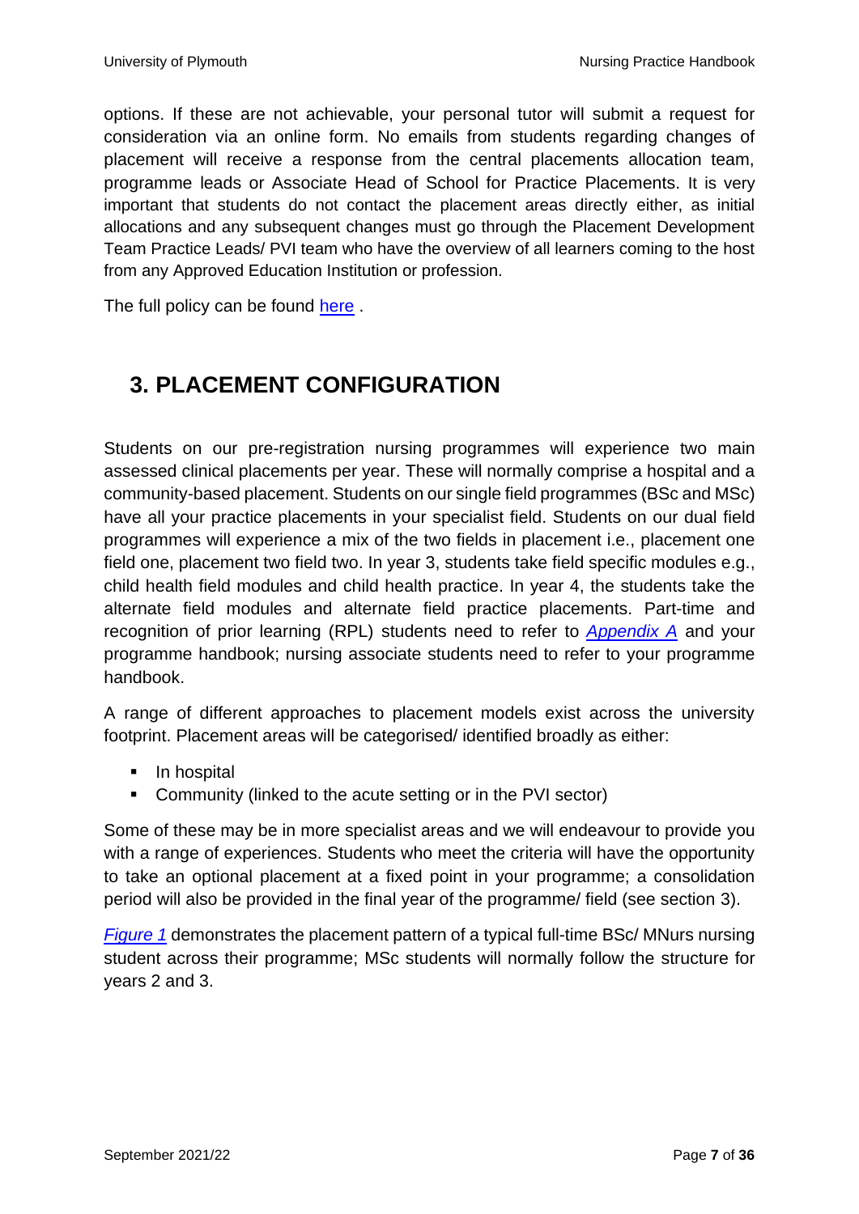options. If these are not achievable, your personal tutor will submit a request for consideration via an online form. No emails from students regarding changes of placement will receive a response from the central placements allocation team, programme leads or Associate Head of School for Practice Placements. It is very important that students do not contact the placement areas directly either, as initial allocations and any subsequent changes must go through the Placement Development Team Practice Leads/ PVI team who have the overview of all learners coming to the host from any Approved Education Institution or profession.

The full policy can be found here .

## 3. PLACEMENT CONFIGURATION

Students on our pre-registration nursing programmes will experience two main assessed clinical placements per year. These will normally comprise a hospital and a community-based placement. Students on our single field programmes (BSc and MSc) have all your practice placements in your specialist field. Students on our dual field programmes will experience a mix of the two fields in placement i.e., placement one field one, placement two field two. In year 3, students take field specific modules e.g., child health field modules and child health practice. In year 4, the students take the alternate field modules and alternate field practice placements. Part-time and recognition of prior learning (RPL) students need to refer to *Appendix A* and your programme handbook; nursing associate students need to refer to your programme handbook.

A range of different approaches to placement models exist across the university footprint. Placement areas will be categorised/ identified broadly as either:

- In hospital
- Community (linked to the acute setting or in the PVI sector)

Some of these may be in more specialist areas and we will endeavour to provide you with a range of experiences. Students who meet the criteria will have the opportunity to take an optional placement at a fixed point in your programme; a consolidation period will also be provided in the final year of the programme/ field (see section 3).

*Figure 1* demonstrates the placement pattern of a typical full-time BSc/ MNurs nursing student across their programme; MSc students will normally follow the structure for years 2 and 3.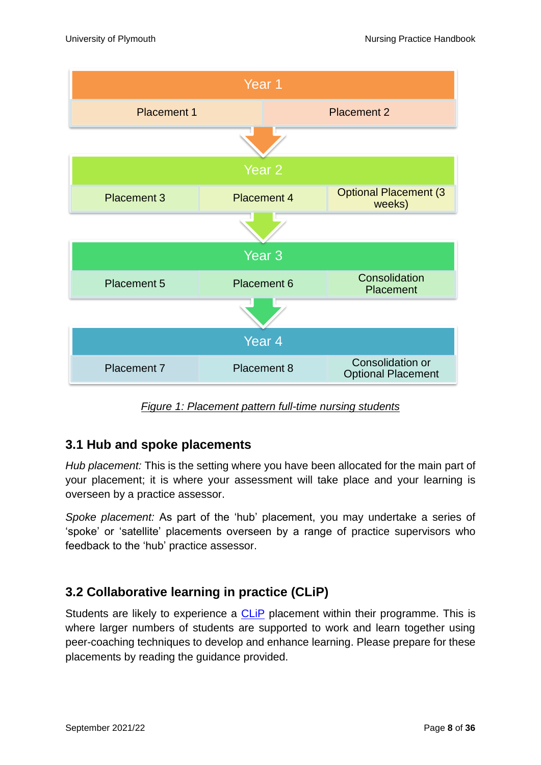| Year 1 | | |
| --- | --- | --- |
| Placement 1 | Placement 2 | |

| Year 2 | | |
| --- | --- | --- |
| Placement 3 | Placement 4 | Optional Placement (3 weeks) |

| Year 3 | | |
| --- | --- | --- |
| Placement 5 | Placement 6 | Consolidation Placement |

| Year 4 | | |
| --- | --- | --- |
| Placement 7 | Placement 8 | Consolidation or Optional Placement |

*Figure 1: Placement pattern full-time nursing students*

## 3.1 Hub and spoke placements

*Hub placement:* This is the setting where you have been allocated for the main part of your placement; it is where your assessment will take place and your learning is overseen by a practice assessor.

*Spoke placement:* As part of the 'hub' placement, you may undertake a series of 'spoke' or 'satellite' placements overseen by a range of practice supervisors who feedback to the 'hub' practice assessor.

## 3.2 Collaborative learning in practice (CLiP)

Students are likely to experience a CLiP placement within their programme. This is where larger numbers of students are supported to work and learn together using peer-coaching techniques to develop and enhance learning. Please prepare for these placements by reading the guidance provided.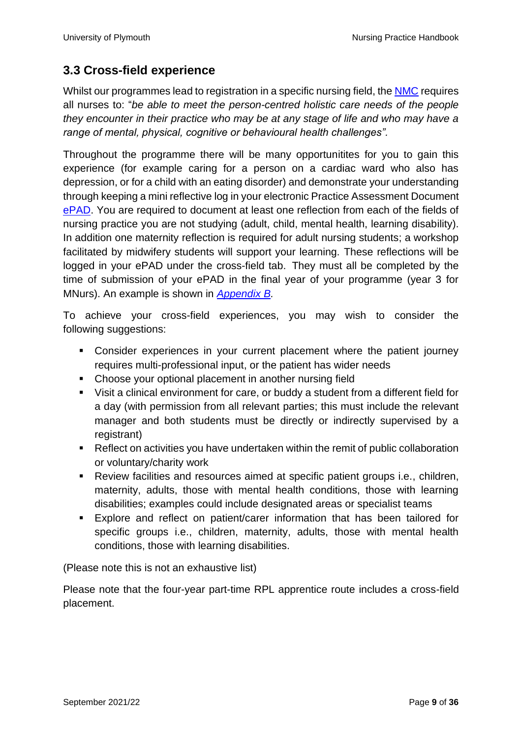## 3.3 Cross-field experience

Whilst our programmes lead to registration in a specific nursing field, the NMC requires all nurses to: "*be able to meet the person-centred holistic care needs of the people they encounter in their practice who may be at any stage of life and who may have a range of mental, physical, cognitive or behavioural health challenges".*

Throughout the programme there will be many opportunitites for you to gain this experience (for example caring for a person on a cardiac ward who also has depression, or for a child with an eating disorder) and demonstrate your understanding through keeping a mini reflective log in your electronic Practice Assessment Document ePAD. You are required to document at least one reflection from each of the fields of nursing practice you are not studying (adult, child, mental health, learning disability). In addition one maternity reflection is required for adult nursing students; a workshop facilitated by midwifery students will support your learning. These reflections will be logged in your ePAD under the cross-field tab. They must all be completed by the time of submission of your ePAD in the final year of your programme (year 3 for MNurs). An example is shown in *Appendix B.*

To achieve your cross-field experiences, you may wish to consider the following suggestions:

- Consider experiences in your current placement where the patient journey requires multi-professional input, or the patient has wider needs
- Choose your optional placement in another nursing field
- Visit a clinical environment for care, or buddy a student from a different field for a day (with permission from all relevant parties; this must include the relevant manager and both students must be directly or indirectly supervised by a registrant)
- Reflect on activities you have undertaken within the remit of public collaboration or voluntary/charity work
- Review facilities and resources aimed at specific patient groups i.e., children, maternity, adults, those with mental health conditions, those with learning disabilities; examples could include designated areas or specialist teams
- Explore and reflect on patient/carer information that has been tailored for specific groups i.e., children, maternity, adults, those with mental health conditions, those with learning disabilities.

(Please note this is not an exhaustive list)

Please note that the four-year part-time RPL apprentice route includes a cross-field placement.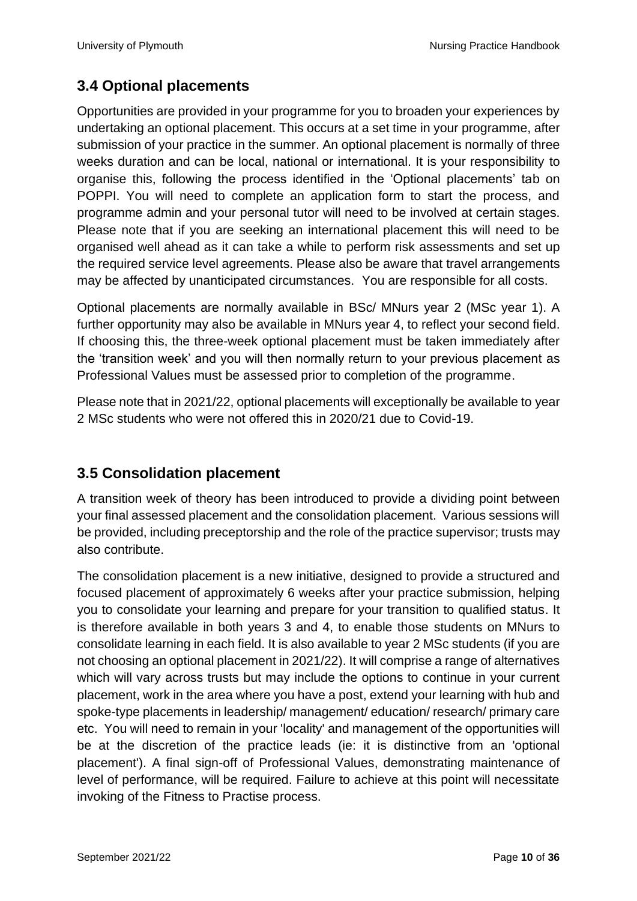## 3.4 Optional placements

Opportunities are provided in your programme for you to broaden your experiences by undertaking an optional placement. This occurs at a set time in your programme, after submission of your practice in the summer. An optional placement is normally of three weeks duration and can be local, national or international. It is your responsibility to organise this, following the process identified in the 'Optional placements' tab on POPPI. You will need to complete an application form to start the process, and programme admin and your personal tutor will need to be involved at certain stages. Please note that if you are seeking an international placement this will need to be organised well ahead as it can take a while to perform risk assessments and set up the required service level agreements. Please also be aware that travel arrangements may be affected by unanticipated circumstances. You are responsible for all costs.

Optional placements are normally available in BSc/ MNurs year 2 (MSc year 1). A further opportunity may also be available in MNurs year 4, to reflect your second field. If choosing this, the three-week optional placement must be taken immediately after the 'transition week' and you will then normally return to your previous placement as Professional Values must be assessed prior to completion of the programme.

Please note that in 2021/22, optional placements will exceptionally be available to year 2 MSc students who were not offered this in 2020/21 due to Covid-19.

## 3.5 Consolidation placement

A transition week of theory has been introduced to provide a dividing point between your final assessed placement and the consolidation placement. Various sessions will be provided, including preceptorship and the role of the practice supervisor; trusts may also contribute.

The consolidation placement is a new initiative, designed to provide a structured and focused placement of approximately 6 weeks after your practice submission, helping you to consolidate your learning and prepare for your transition to qualified status. It is therefore available in both years 3 and 4, to enable those students on MNurs to consolidate learning in each field. It is also available to year 2 MSc students (if you are not choosing an optional placement in 2021/22). It will comprise a range of alternatives which will vary across trusts but may include the options to continue in your current placement, work in the area where you have a post, extend your learning with hub and spoke-type placements in leadership/ management/ education/ research/ primary care etc. You will need to remain in your 'locality' and management of the opportunities will be at the discretion of the practice leads (ie: it is distinctive from an 'optional placement'). A final sign-off of Professional Values, demonstrating maintenance of level of performance, will be required. Failure to achieve at this point will necessitate invoking of the Fitness to Practise process.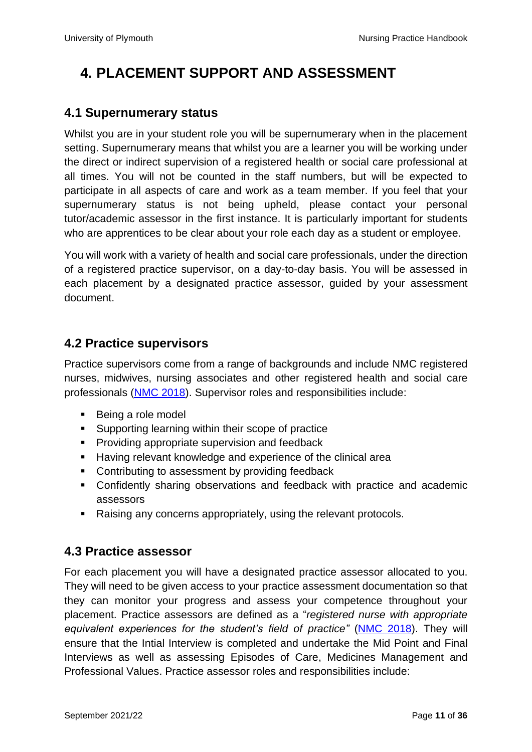# 4. PLACEMENT SUPPORT AND ASSESSMENT

## 4.1 Supernumerary status

Whilst you are in your student role you will be supernumerary when in the placement setting. Supernumerary means that whilst you are a learner you will be working under the direct or indirect supervision of a registered health or social care professional at all times. You will not be counted in the staff numbers, but will be expected to participate in all aspects of care and work as a team member. If you feel that your supernumerary status is not being upheld, please contact your personal tutor/academic assessor in the first instance. It is particularly important for students who are apprentices to be clear about your role each day as a student or employee.

You will work with a variety of health and social care professionals, under the direction of a registered practice supervisor, on a day-to-day basis. You will be assessed in each placement by a designated practice assessor, guided by your assessment document.

## 4.2 Practice supervisors

Practice supervisors come from a range of backgrounds and include NMC registered nurses, midwives, nursing associates and other registered health and social care professionals (NMC 2018). Supervisor roles and responsibilities include:

- Being a role model
- Supporting learning within their scope of practice
- Providing appropriate supervision and feedback
- Having relevant knowledge and experience of the clinical area
- Contributing to assessment by providing feedback
- Confidently sharing observations and feedback with practice and academic assessors
- Raising any concerns appropriately, using the relevant protocols.

## 4.3 Practice assessor

For each placement you will have a designated practice assessor allocated to you. They will need to be given access to your practice assessment documentation so that they can monitor your progress and assess your competence throughout your placement. Practice assessors are defined as a "*registered nurse with appropriate equivalent experiences for the student's field of practice"* (NMC 2018). They will ensure that the Intial Interview is completed and undertake the Mid Point and Final Interviews as well as assessing Episodes of Care, Medicines Management and Professional Values. Practice assessor roles and responsibilities include: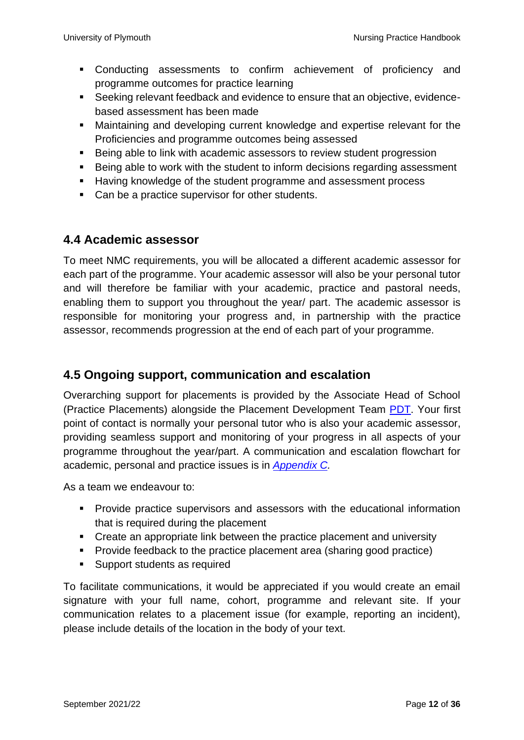- Conducting assessments to confirm achievement of proficiency and programme outcomes for practice learning
- Seeking relevant feedback and evidence to ensure that an objective, evidence-based assessment has been made
- Maintaining and developing current knowledge and expertise relevant for the Proficiencies and programme outcomes being assessed
- Being able to link with academic assessors to review student progression
- Being able to work with the student to inform decisions regarding assessment
- Having knowledge of the student programme and assessment process
- Can be a practice supervisor for other students.

## 4.4 Academic assessor

To meet NMC requirements, you will be allocated a different academic assessor for each part of the programme. Your academic assessor will also be your personal tutor and will therefore be familiar with your academic, practice and pastoral needs, enabling them to support you throughout the year/ part. The academic assessor is responsible for monitoring your progress and, in partnership with the practice assessor, recommends progression at the end of each part of your programme.

## 4.5 Ongoing support, communication and escalation

Overarching support for placements is provided by the Associate Head of School (Practice Placements) alongside the Placement Development Team PDT. Your first point of contact is normally your personal tutor who is also your academic assessor, providing seamless support and monitoring of your progress in all aspects of your programme throughout the year/part. A communication and escalation flowchart for academic, personal and practice issues is in *Appendix C.*

As a team we endeavour to:

- Provide practice supervisors and assessors with the educational information that is required during the placement
- Create an appropriate link between the practice placement and university
- Provide feedback to the practice placement area (sharing good practice)
- Support students as required

To facilitate communications, it would be appreciated if you would create an email signature with your full name, cohort, programme and relevant site. If your communication relates to a placement issue (for example, reporting an incident), please include details of the location in the body of your text.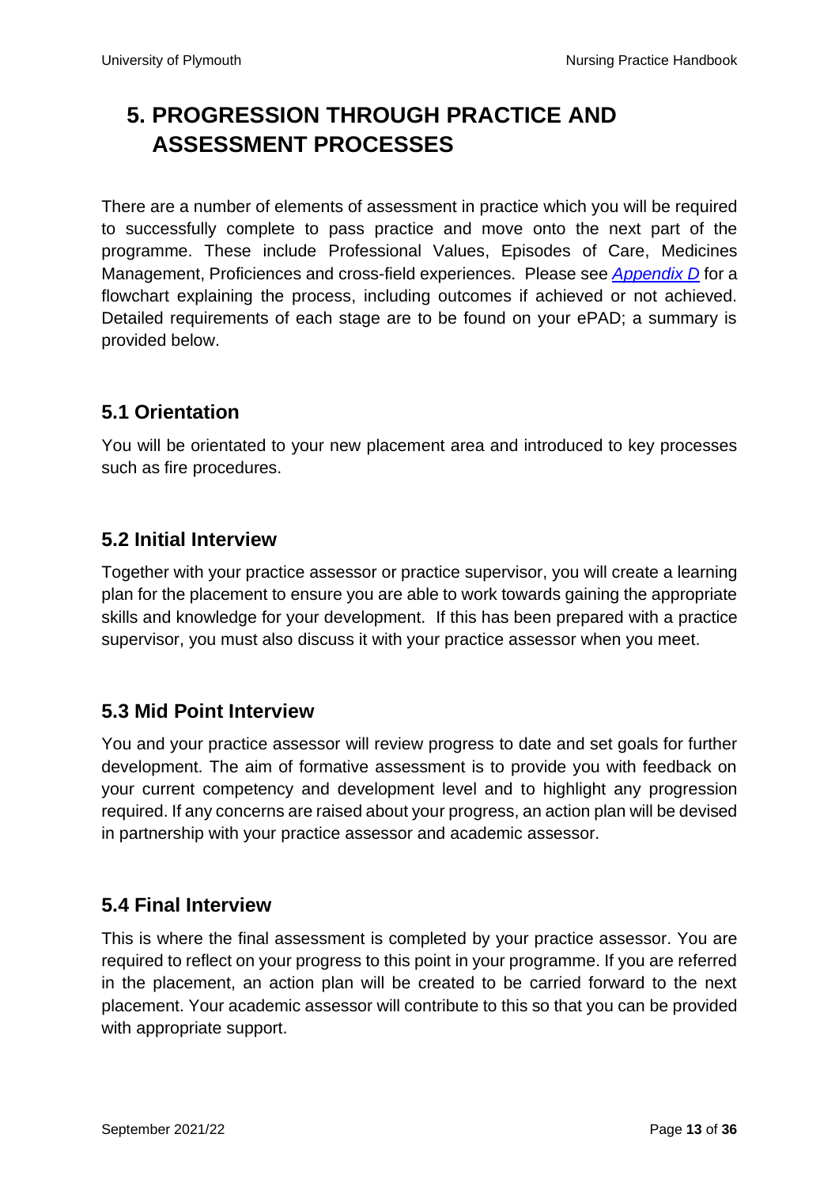# 5. PROGRESSION THROUGH PRACTICE AND ASSESSMENT PROCESSES

There are a number of elements of assessment in practice which you will be required to successfully complete to pass practice and move onto the next part of the programme. These include Professional Values, Episodes of Care, Medicines Management, Proficiences and cross-field experiences. Please see *Appendix D* for a flowchart explaining the process, including outcomes if achieved or not achieved. Detailed requirements of each stage are to be found on your ePAD; a summary is provided below.

## 5.1 Orientation

You will be orientated to your new placement area and introduced to key processes such as fire procedures.

## 5.2 Initial Interview

Together with your practice assessor or practice supervisor, you will create a learning plan for the placement to ensure you are able to work towards gaining the appropriate skills and knowledge for your development. If this has been prepared with a practice supervisor, you must also discuss it with your practice assessor when you meet.

## 5.3 Mid Point Interview

You and your practice assessor will review progress to date and set goals for further development. The aim of formative assessment is to provide you with feedback on your current competency and development level and to highlight any progression required. If any concerns are raised about your progress, an action plan will be devised in partnership with your practice assessor and academic assessor.

## 5.4 Final Interview

This is where the final assessment is completed by your practice assessor. You are required to reflect on your progress to this point in your programme. If you are referred in the placement, an action plan will be created to be carried forward to the next placement. Your academic assessor will contribute to this so that you can be provided with appropriate support.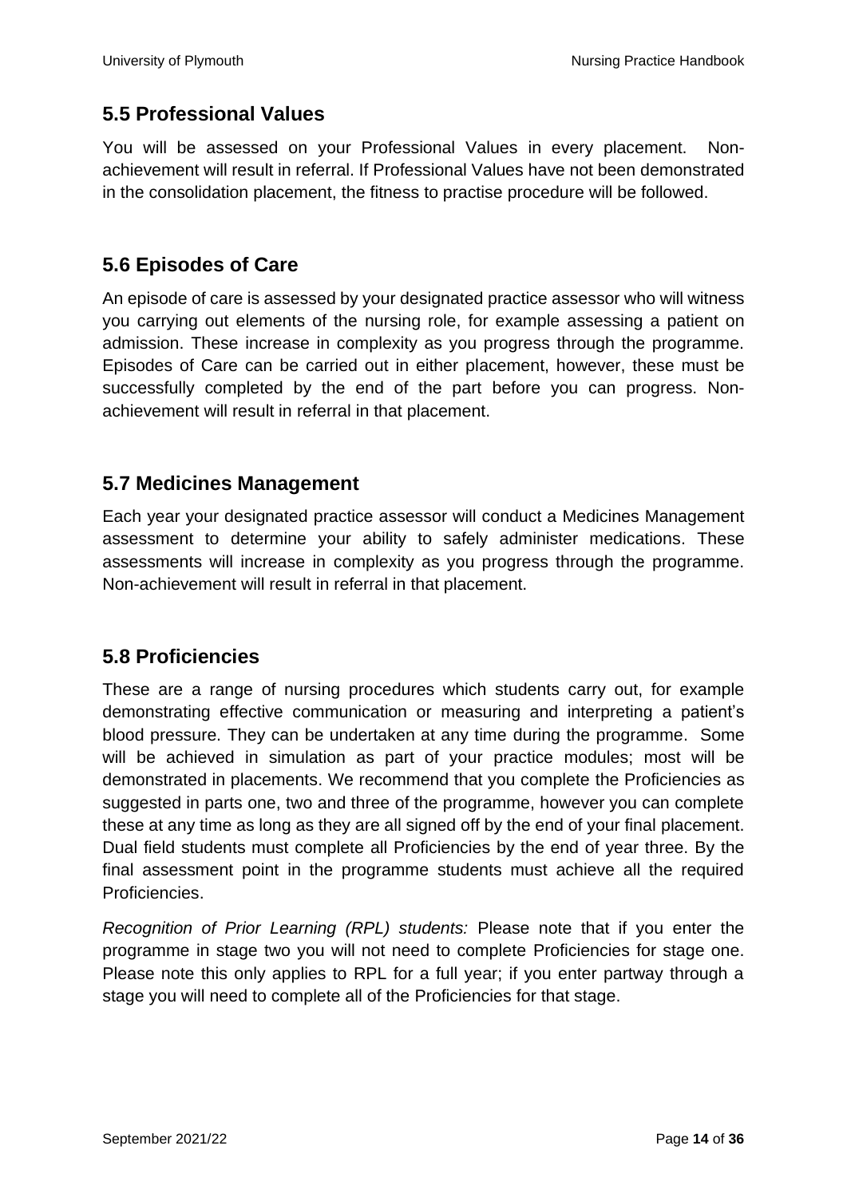## 5.5 Professional Values

You will be assessed on your Professional Values in every placement. Non-achievement will result in referral. If Professional Values have not been demonstrated in the consolidation placement, the fitness to practise procedure will be followed.

## 5.6 Episodes of Care

An episode of care is assessed by your designated practice assessor who will witness you carrying out elements of the nursing role, for example assessing a patient on admission. These increase in complexity as you progress through the programme. Episodes of Care can be carried out in either placement, however, these must be successfully completed by the end of the part before you can progress. Non-achievement will result in referral in that placement.

## 5.7 Medicines Management

Each year your designated practice assessor will conduct a Medicines Management assessment to determine your ability to safely administer medications. These assessments will increase in complexity as you progress through the programme. Non-achievement will result in referral in that placement.

## 5.8 Proficiencies

These are a range of nursing procedures which students carry out, for example demonstrating effective communication or measuring and interpreting a patient's blood pressure. They can be undertaken at any time during the programme. Some will be achieved in simulation as part of your practice modules; most will be demonstrated in placements. We recommend that you complete the Proficiencies as suggested in parts one, two and three of the programme, however you can complete these at any time as long as they are all signed off by the end of your final placement. Dual field students must complete all Proficiencies by the end of year three. By the final assessment point in the programme students must achieve all the required Proficiencies.

*Recognition of Prior Learning (RPL) students:* Please note that if you enter the programme in stage two you will not need to complete Proficiencies for stage one. Please note this only applies to RPL for a full year; if you enter partway through a stage you will need to complete all of the Proficiencies for that stage.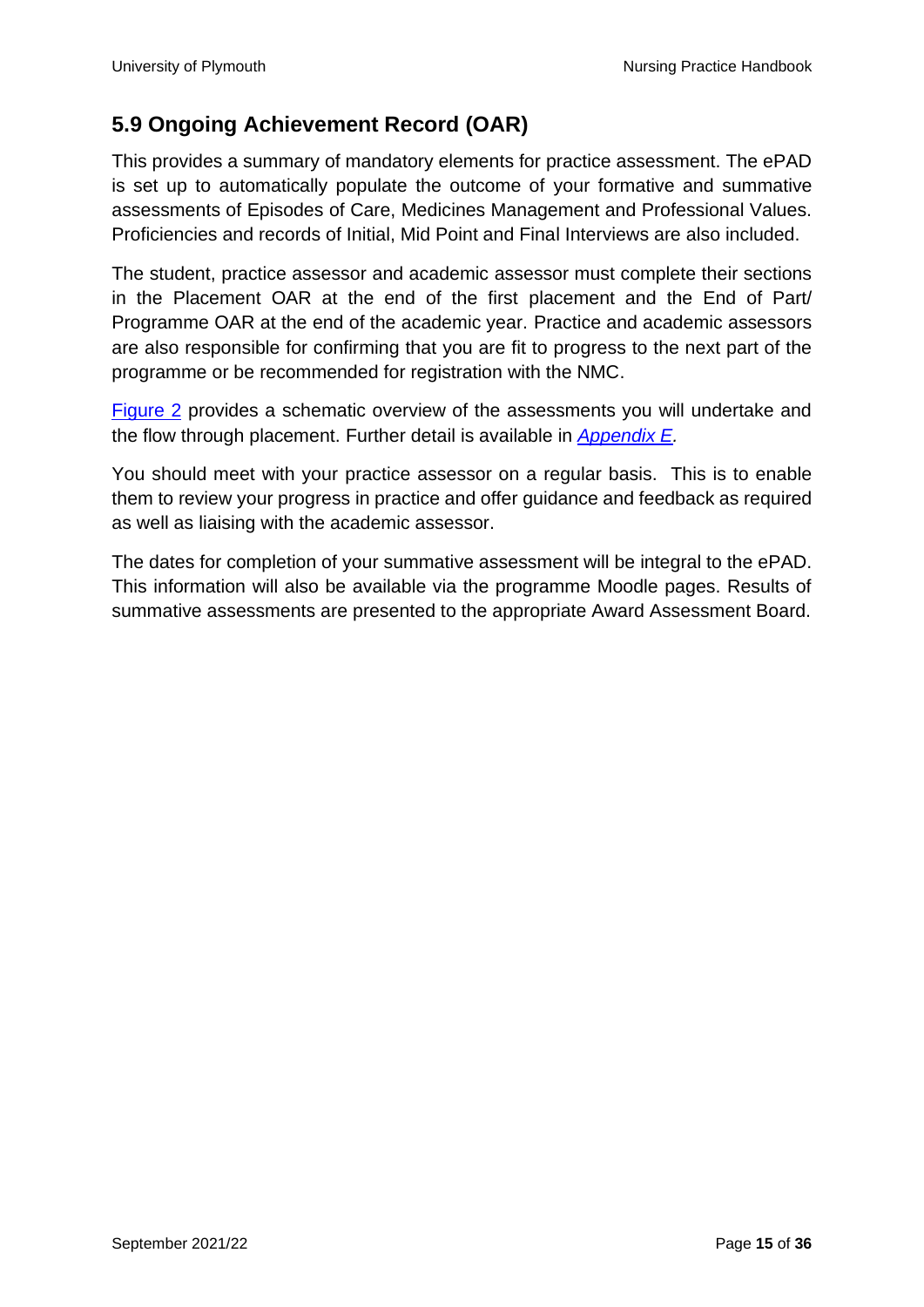## 5.9 Ongoing Achievement Record (OAR)

This provides a summary of mandatory elements for practice assessment. The ePAD is set up to automatically populate the outcome of your formative and summative assessments of Episodes of Care, Medicines Management and Professional Values. Proficiencies and records of Initial, Mid Point and Final Interviews are also included.

The student, practice assessor and academic assessor must complete their sections in the Placement OAR at the end of the first placement and the End of Part/ Programme OAR at the end of the academic year. Practice and academic assessors are also responsible for confirming that you are fit to progress to the next part of the programme or be recommended for registration with the NMC.

Figure 2 provides a schematic overview of the assessments you will undertake and the flow through placement. Further detail is available in *Appendix E.*

You should meet with your practice assessor on a regular basis. This is to enable them to review your progress in practice and offer guidance and feedback as required as well as liaising with the academic assessor.

The dates for completion of your summative assessment will be integral to the ePAD. This information will also be available via the programme Moodle pages. Results of summative assessments are presented to the appropriate Award Assessment Board.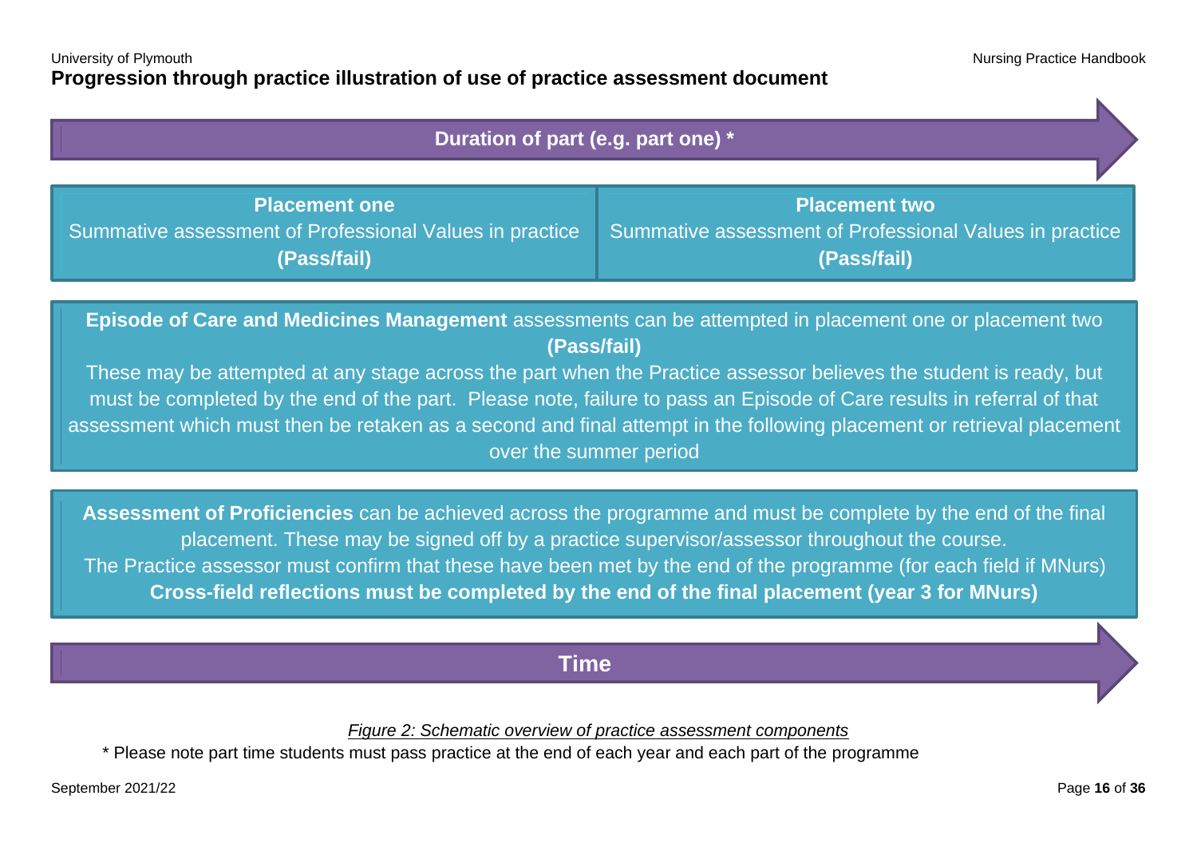## Progression through practice illustration of use of practice assessment document

**Duration of part (e.g. part one) \***

| **Placement one** | **Placement two** |
|---|---|
| Summative assessment of Professional Values in practice **(Pass/fail)** | Summative assessment of Professional Values in practice **(Pass/fail)** |

**Episode of Care and Medicines Management** assessments can be attempted in placement one or placement two **(Pass/fail)**

These may be attempted at any stage across the part when the Practice assessor believes the student is ready, but must be completed by the end of the part. Please note, failure to pass an Episode of Care results in referral of that assessment which must then be retaken as a second and final attempt in the following placement or retrieval placement over the summer period

**Assessment of Proficiencies** can be achieved across the programme and must be complete by the end of the final placement. These may be signed off by a practice supervisor/assessor throughout the course.

The Practice assessor must confirm that these have been met by the end of the programme (for each field if MNurs)

**Cross-field reflections must be completed by the end of the final placement (year 3 for MNurs)**

**Time**

*Figure 2: Schematic overview of practice assessment components*

\* Please note part time students must pass practice at the end of each year and each part of the programme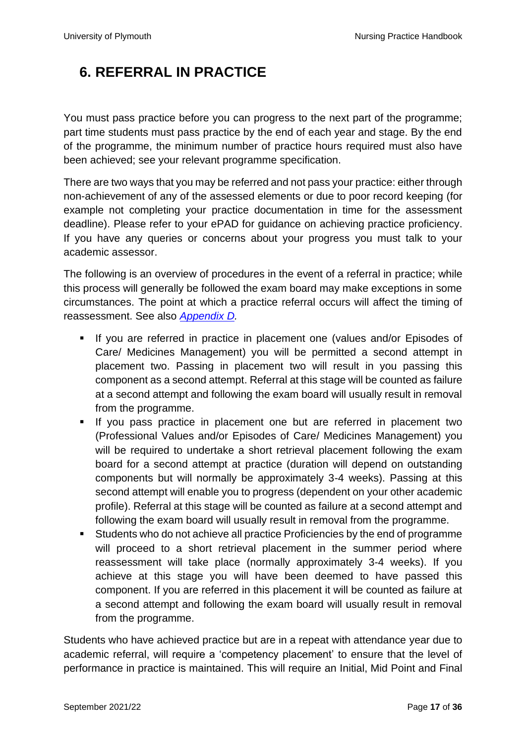## 6. REFERRAL IN PRACTICE

You must pass practice before you can progress to the next part of the programme; part time students must pass practice by the end of each year and stage. By the end of the programme, the minimum number of practice hours required must also have been achieved; see your relevant programme specification.

There are two ways that you may be referred and not pass your practice: either through non-achievement of any of the assessed elements or due to poor record keeping (for example not completing your practice documentation in time for the assessment deadline). Please refer to your ePAD for guidance on achieving practice proficiency. If you have any queries or concerns about your progress you must talk to your academic assessor.

The following is an overview of procedures in the event of a referral in practice; while this process will generally be followed the exam board may make exceptions in some circumstances. The point at which a practice referral occurs will affect the timing of reassessment. See also *Appendix D.*

- If you are referred in practice in placement one (values and/or Episodes of Care/ Medicines Management) you will be permitted a second attempt in placement two. Passing in placement two will result in you passing this component as a second attempt. Referral at this stage will be counted as failure at a second attempt and following the exam board will usually result in removal from the programme.
- If you pass practice in placement one but are referred in placement two (Professional Values and/or Episodes of Care/ Medicines Management) you will be required to undertake a short retrieval placement following the exam board for a second attempt at practice (duration will depend on outstanding components but will normally be approximately 3-4 weeks). Passing at this second attempt will enable you to progress (dependent on your other academic profile). Referral at this stage will be counted as failure at a second attempt and following the exam board will usually result in removal from the programme.
- Students who do not achieve all practice Proficiencies by the end of programme will proceed to a short retrieval placement in the summer period where reassessment will take place (normally approximately 3-4 weeks). If you achieve at this stage you will have been deemed to have passed this component. If you are referred in this placement it will be counted as failure at a second attempt and following the exam board will usually result in removal from the programme.

Students who have achieved practice but are in a repeat with attendance year due to academic referral, will require a 'competency placement' to ensure that the level of performance in practice is maintained. This will require an Initial, Mid Point and Final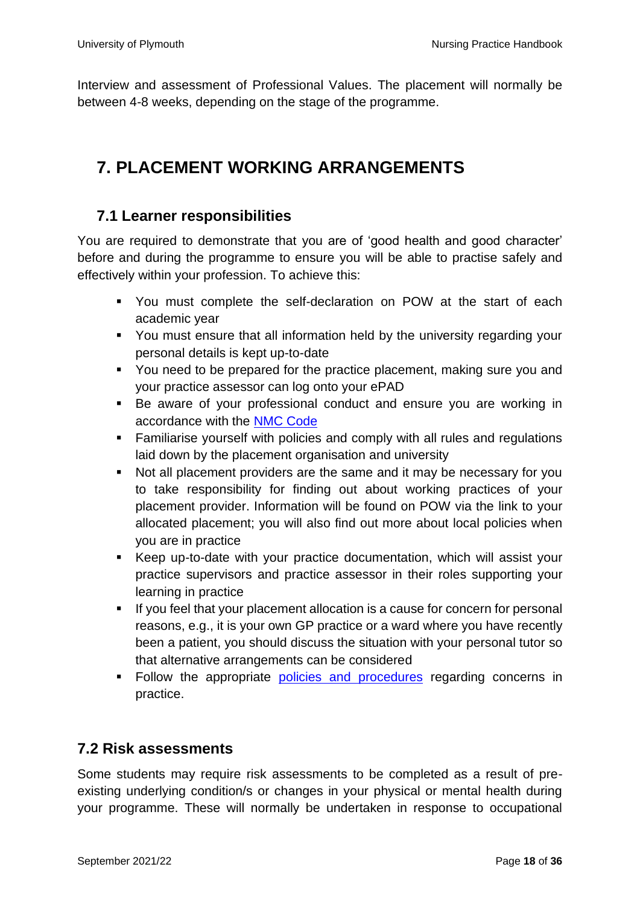Interview and assessment of Professional Values. The placement will normally be between 4-8 weeks, depending on the stage of the programme.

# 7. PLACEMENT WORKING ARRANGEMENTS

## 7.1 Learner responsibilities

You are required to demonstrate that you are of 'good health and good character' before and during the programme to ensure you will be able to practise safely and effectively within your profession. To achieve this:

- You must complete the self-declaration on POW at the start of each academic year
- You must ensure that all information held by the university regarding your personal details is kept up-to-date
- You need to be prepared for the practice placement, making sure you and your practice assessor can log onto your ePAD
- Be aware of your professional conduct and ensure you are working in accordance with the [NMC Code]()
- Familiarise yourself with policies and comply with all rules and regulations laid down by the placement organisation and university
- Not all placement providers are the same and it may be necessary for you to take responsibility for finding out about working practices of your placement provider. Information will be found on POW via the link to your allocated placement; you will also find out more about local policies when you are in practice
- Keep up-to-date with your practice documentation, which will assist your practice supervisors and practice assessor in their roles supporting your learning in practice
- If you feel that your placement allocation is a cause for concern for personal reasons, e.g., it is your own GP practice or a ward where you have recently been a patient, you should discuss the situation with your personal tutor so that alternative arrangements can be considered
- Follow the appropriate [policies and procedures]() regarding concerns in practice.

## 7.2 Risk assessments

Some students may require risk assessments to be completed as a result of pre-existing underlying condition/s or changes in your physical or mental health during your programme. These will normally be undertaken in response to occupational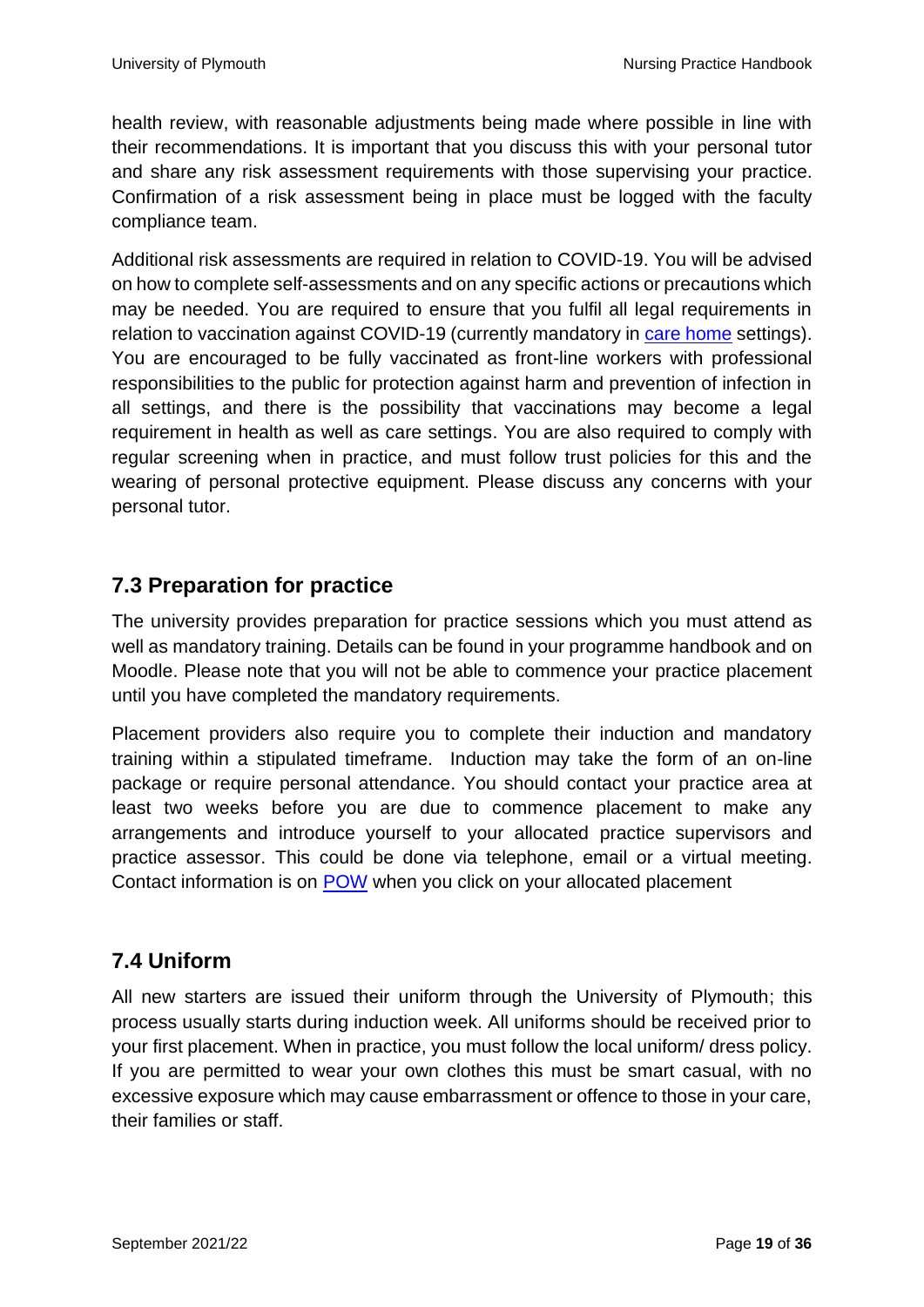health review, with reasonable adjustments being made where possible in line with their recommendations. It is important that you discuss this with your personal tutor and share any risk assessment requirements with those supervising your practice. Confirmation of a risk assessment being in place must be logged with the faculty compliance team.

Additional risk assessments are required in relation to COVID-19. You will be advised on how to complete self-assessments and on any specific actions or precautions which may be needed. You are required to ensure that you fulfil all legal requirements in relation to vaccination against COVID-19 (currently mandatory in care home settings). You are encouraged to be fully vaccinated as front-line workers with professional responsibilities to the public for protection against harm and prevention of infection in all settings, and there is the possibility that vaccinations may become a legal requirement in health as well as care settings. You are also required to comply with regular screening when in practice, and must follow trust policies for this and the wearing of personal protective equipment. Please discuss any concerns with your personal tutor.

## 7.3 Preparation for practice

The university provides preparation for practice sessions which you must attend as well as mandatory training. Details can be found in your programme handbook and on Moodle. Please note that you will not be able to commence your practice placement until you have completed the mandatory requirements.

Placement providers also require you to complete their induction and mandatory training within a stipulated timeframe. Induction may take the form of an on-line package or require personal attendance. You should contact your practice area at least two weeks before you are due to commence placement to make any arrangements and introduce yourself to your allocated practice supervisors and practice assessor. This could be done via telephone, email or a virtual meeting. Contact information is on POW when you click on your allocated placement

## 7.4 Uniform

All new starters are issued their uniform through the University of Plymouth; this process usually starts during induction week. All uniforms should be received prior to your first placement. When in practice, you must follow the local uniform/ dress policy. If you are permitted to wear your own clothes this must be smart casual, with no excessive exposure which may cause embarrassment or offence to those in your care, their families or staff.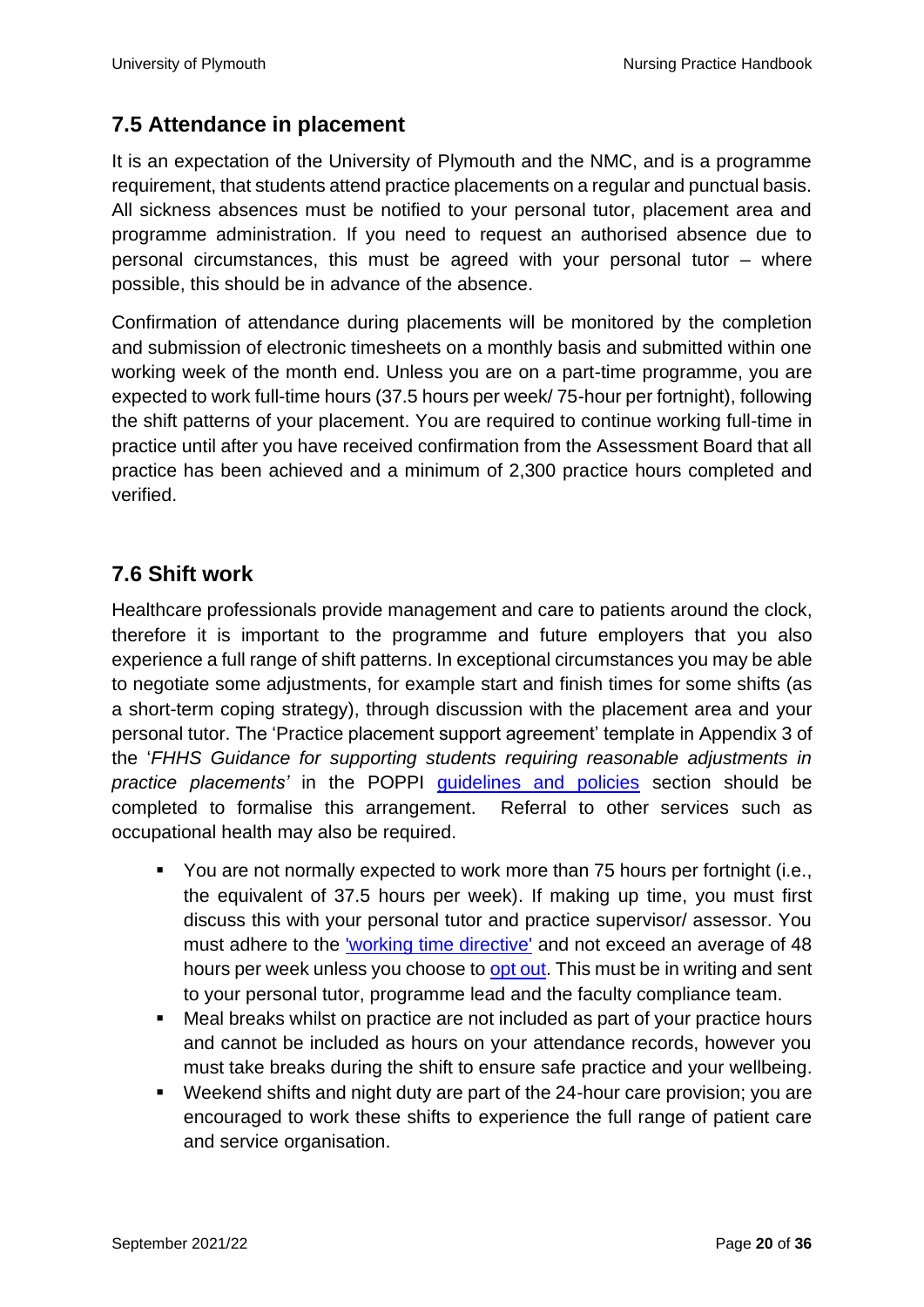## 7.5 Attendance in placement

It is an expectation of the University of Plymouth and the NMC, and is a programme requirement, that students attend practice placements on a regular and punctual basis. All sickness absences must be notified to your personal tutor, placement area and programme administration. If you need to request an authorised absence due to personal circumstances, this must be agreed with your personal tutor – where possible, this should be in advance of the absence.

Confirmation of attendance during placements will be monitored by the completion and submission of electronic timesheets on a monthly basis and submitted within one working week of the month end. Unless you are on a part-time programme, you are expected to work full-time hours (37.5 hours per week/ 75-hour per fortnight), following the shift patterns of your placement. You are required to continue working full-time in practice until after you have received confirmation from the Assessment Board that all practice has been achieved and a minimum of 2,300 practice hours completed and verified.

## 7.6 Shift work

Healthcare professionals provide management and care to patients around the clock, therefore it is important to the programme and future employers that you also experience a full range of shift patterns. In exceptional circumstances you may be able to negotiate some adjustments, for example start and finish times for some shifts (as a short-term coping strategy), through discussion with the placement area and your personal tutor. The 'Practice placement support agreement' template in Appendix 3 of the '*FHHS Guidance for supporting students requiring reasonable adjustments in practice placements'* in the POPPI guidelines and policies section should be completed to formalise this arrangement. Referral to other services such as occupational health may also be required.

- You are not normally expected to work more than 75 hours per fortnight (i.e., the equivalent of 37.5 hours per week). If making up time, you must first discuss this with your personal tutor and practice supervisor/ assessor. You must adhere to the 'working time directive' and not exceed an average of 48 hours per week unless you choose to opt out. This must be in writing and sent to your personal tutor, programme lead and the faculty compliance team.
- Meal breaks whilst on practice are not included as part of your practice hours and cannot be included as hours on your attendance records, however you must take breaks during the shift to ensure safe practice and your wellbeing.
- Weekend shifts and night duty are part of the 24-hour care provision; you are encouraged to work these shifts to experience the full range of patient care and service organisation.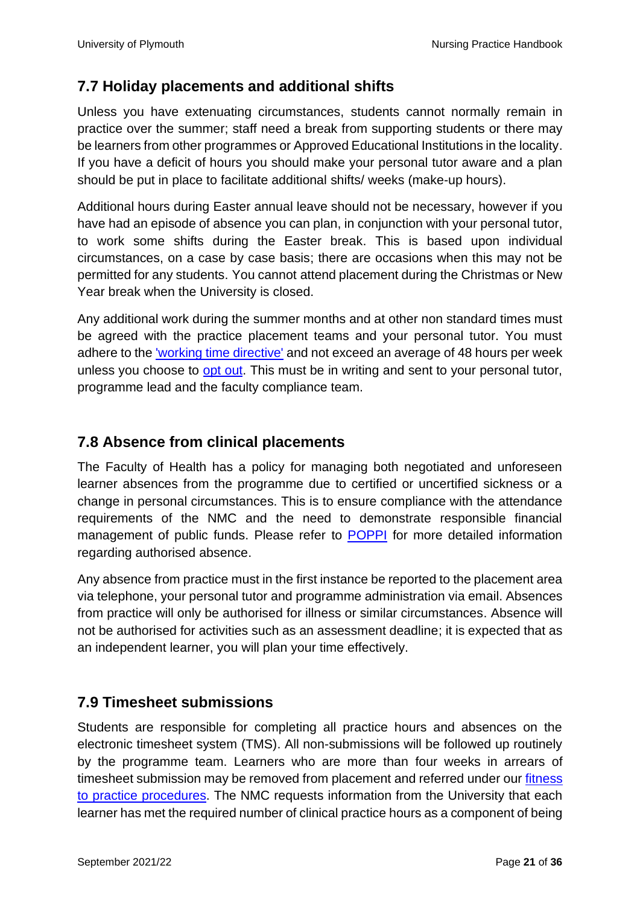## 7.7 Holiday placements and additional shifts

Unless you have extenuating circumstances, students cannot normally remain in practice over the summer; staff need a break from supporting students or there may be learners from other programmes or Approved Educational Institutions in the locality. If you have a deficit of hours you should make your personal tutor aware and a plan should be put in place to facilitate additional shifts/ weeks (make-up hours).

Additional hours during Easter annual leave should not be necessary, however if you have had an episode of absence you can plan, in conjunction with your personal tutor, to work some shifts during the Easter break. This is based upon individual circumstances, on a case by case basis; there are occasions when this may not be permitted for any students. You cannot attend placement during the Christmas or New Year break when the University is closed.

Any additional work during the summer months and at other non standard times must be agreed with the practice placement teams and your personal tutor. You must adhere to the 'working time directive' and not exceed an average of 48 hours per week unless you choose to opt out. This must be in writing and sent to your personal tutor, programme lead and the faculty compliance team.

## 7.8 Absence from clinical placements

The Faculty of Health has a policy for managing both negotiated and unforeseen learner absences from the programme due to certified or uncertified sickness or a change in personal circumstances. This is to ensure compliance with the attendance requirements of the NMC and the need to demonstrate responsible financial management of public funds. Please refer to POPPI for more detailed information regarding authorised absence.

Any absence from practice must in the first instance be reported to the placement area via telephone, your personal tutor and programme administration via email. Absences from practice will only be authorised for illness or similar circumstances. Absence will not be authorised for activities such as an assessment deadline; it is expected that as an independent learner, you will plan your time effectively.

## 7.9 Timesheet submissions

Students are responsible for completing all practice hours and absences on the electronic timesheet system (TMS). All non-submissions will be followed up routinely by the programme team. Learners who are more than four weeks in arrears of timesheet submission may be removed from placement and referred under our fitness to practice procedures. The NMC requests information from the University that each learner has met the required number of clinical practice hours as a component of being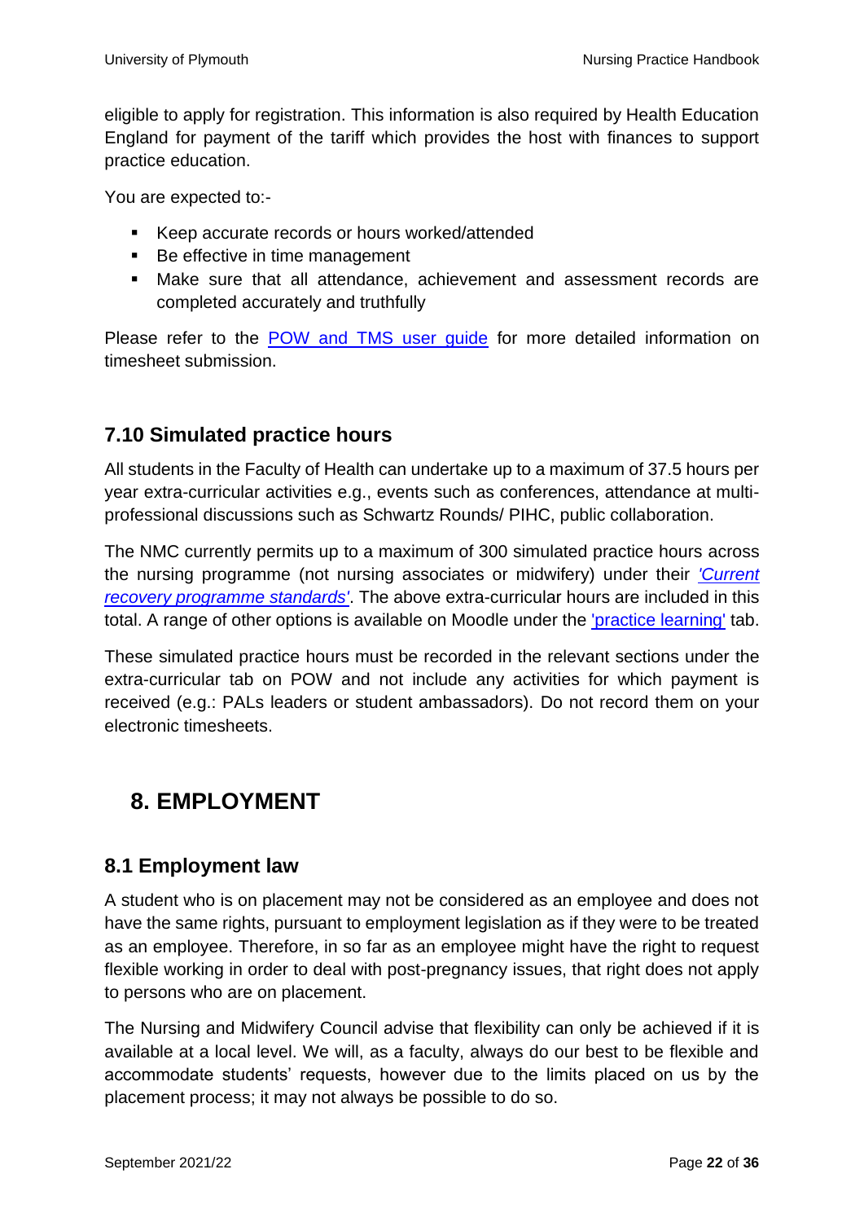eligible to apply for registration. This information is also required by Health Education England for payment of the tariff which provides the host with finances to support practice education.

You are expected to:-

- Keep accurate records or hours worked/attended
- Be effective in time management
- Make sure that all attendance, achievement and assessment records are completed accurately and truthfully

Please refer to the POW and TMS user guide for more detailed information on timesheet submission.

### 7.10 Simulated practice hours

All students in the Faculty of Health can undertake up to a maximum of 37.5 hours per year extra-curricular activities e.g., events such as conferences, attendance at multi-professional discussions such as Schwartz Rounds/ PIHC, public collaboration.

The NMC currently permits up to a maximum of 300 simulated practice hours across the nursing programme (not nursing associates or midwifery) under their *'Current recovery programme standards'*. The above extra-curricular hours are included in this total. A range of other options is available on Moodle under the 'practice learning' tab.

These simulated practice hours must be recorded in the relevant sections under the extra-curricular tab on POW and not include any activities for which payment is received (e.g.: PALs leaders or student ambassadors). Do not record them on your electronic timesheets.

## 8. EMPLOYMENT

### 8.1 Employment law

A student who is on placement may not be considered as an employee and does not have the same rights, pursuant to employment legislation as if they were to be treated as an employee. Therefore, in so far as an employee might have the right to request flexible working in order to deal with post-pregnancy issues, that right does not apply to persons who are on placement.

The Nursing and Midwifery Council advise that flexibility can only be achieved if it is available at a local level. We will, as a faculty, always do our best to be flexible and accommodate students' requests, however due to the limits placed on us by the placement process; it may not always be possible to do so.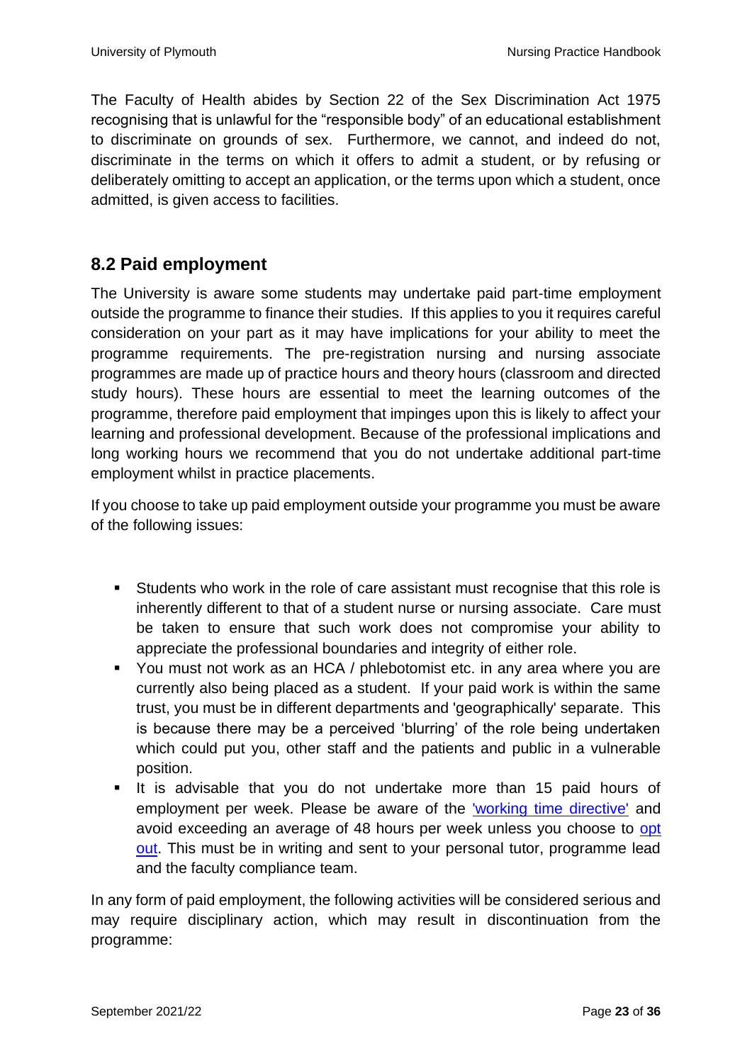The Faculty of Health abides by Section 22 of the Sex Discrimination Act 1975 recognising that is unlawful for the "responsible body" of an educational establishment to discriminate on grounds of sex. Furthermore, we cannot, and indeed do not, discriminate in the terms on which it offers to admit a student, or by refusing or deliberately omitting to accept an application, or the terms upon which a student, once admitted, is given access to facilities.

## 8.2 Paid employment

The University is aware some students may undertake paid part-time employment outside the programme to finance their studies. If this applies to you it requires careful consideration on your part as it may have implications for your ability to meet the programme requirements. The pre-registration nursing and nursing associate programmes are made up of practice hours and theory hours (classroom and directed study hours). These hours are essential to meet the learning outcomes of the programme, therefore paid employment that impinges upon this is likely to affect your learning and professional development. Because of the professional implications and long working hours we recommend that you do not undertake additional part-time employment whilst in practice placements.

If you choose to take up paid employment outside your programme you must be aware of the following issues:

- Students who work in the role of care assistant must recognise that this role is inherently different to that of a student nurse or nursing associate. Care must be taken to ensure that such work does not compromise your ability to appreciate the professional boundaries and integrity of either role.
- You must not work as an HCA / phlebotomist etc. in any area where you are currently also being placed as a student. If your paid work is within the same trust, you must be in different departments and 'geographically' separate. This is because there may be a perceived 'blurring' of the role being undertaken which could put you, other staff and the patients and public in a vulnerable position.
- It is advisable that you do not undertake more than 15 paid hours of employment per week. Please be aware of the 'working time directive' and avoid exceeding an average of 48 hours per week unless you choose to opt out. This must be in writing and sent to your personal tutor, programme lead and the faculty compliance team.

In any form of paid employment, the following activities will be considered serious and may require disciplinary action, which may result in discontinuation from the programme: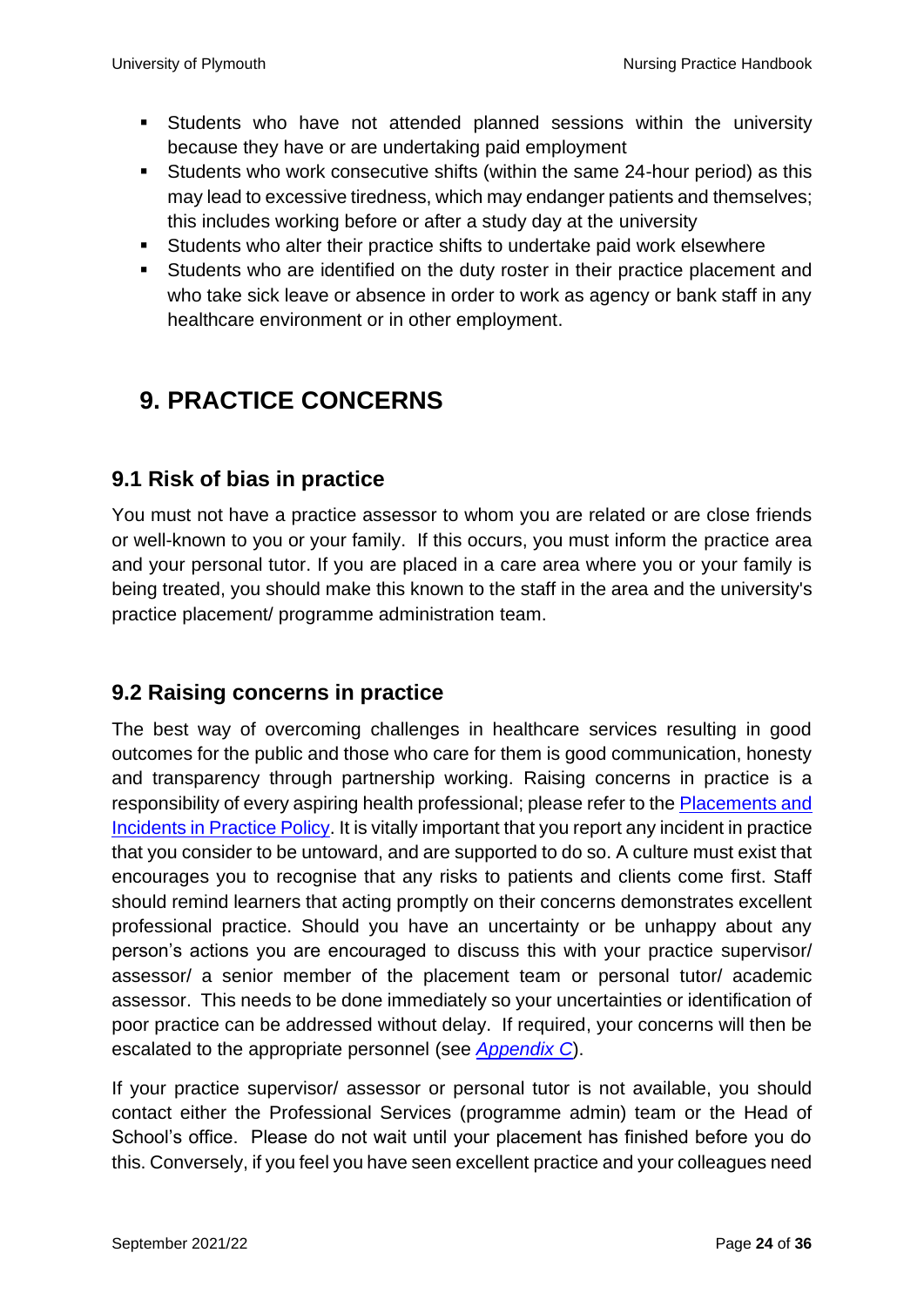- Students who have not attended planned sessions within the university because they have or are undertaking paid employment
- Students who work consecutive shifts (within the same 24-hour period) as this may lead to excessive tiredness, which may endanger patients and themselves; this includes working before or after a study day at the university
- Students who alter their practice shifts to undertake paid work elsewhere
- Students who are identified on the duty roster in their practice placement and who take sick leave or absence in order to work as agency or bank staff in any healthcare environment or in other employment.

# 9. PRACTICE CONCERNS

## 9.1 Risk of bias in practice

You must not have a practice assessor to whom you are related or are close friends or well-known to you or your family. If this occurs, you must inform the practice area and your personal tutor. If you are placed in a care area where you or your family is being treated, you should make this known to the staff in the area and the university's practice placement/ programme administration team.

## 9.2 Raising concerns in practice

The best way of overcoming challenges in healthcare services resulting in good outcomes for the public and those who care for them is good communication, honesty and transparency through partnership working. Raising concerns in practice is a responsibility of every aspiring health professional; please refer to the Placements and Incidents in Practice Policy. It is vitally important that you report any incident in practice that you consider to be untoward, and are supported to do so. A culture must exist that encourages you to recognise that any risks to patients and clients come first. Staff should remind learners that acting promptly on their concerns demonstrates excellent professional practice. Should you have an uncertainty or be unhappy about any person's actions you are encouraged to discuss this with your practice supervisor/ assessor/ a senior member of the placement team or personal tutor/ academic assessor. This needs to be done immediately so your uncertainties or identification of poor practice can be addressed without delay. If required, your concerns will then be escalated to the appropriate personnel (see *Appendix C*).

If your practice supervisor/ assessor or personal tutor is not available, you should contact either the Professional Services (programme admin) team or the Head of School's office. Please do not wait until your placement has finished before you do this. Conversely, if you feel you have seen excellent practice and your colleagues need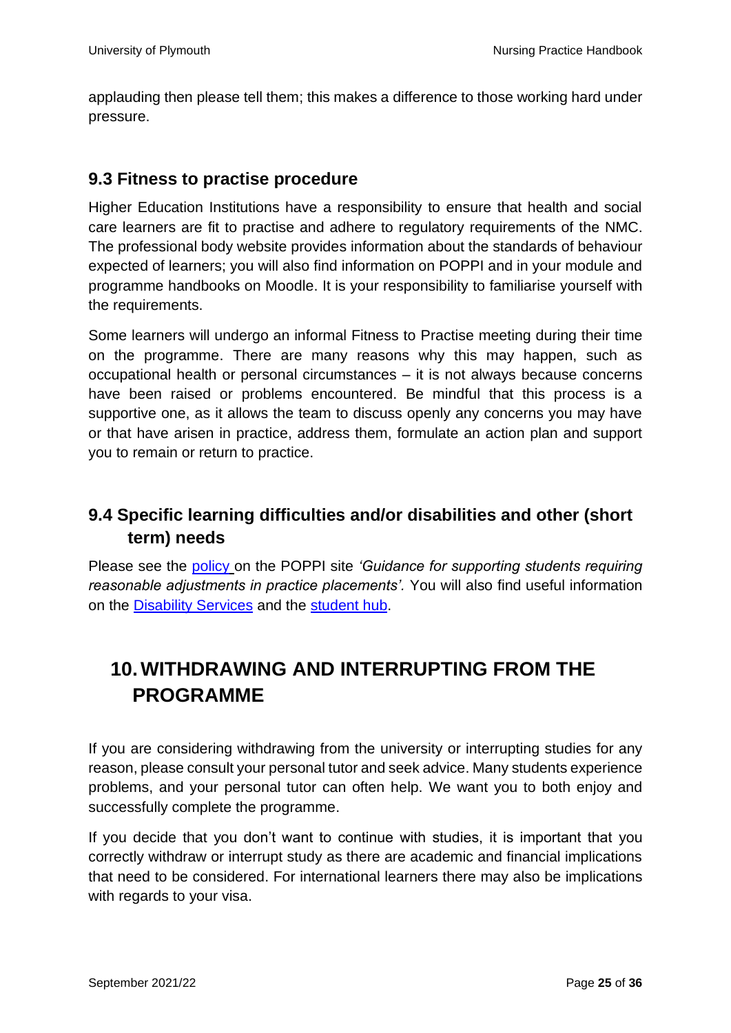applauding then please tell them; this makes a difference to those working hard under pressure.

### 9.3 Fitness to practise procedure

Higher Education Institutions have a responsibility to ensure that health and social care learners are fit to practise and adhere to regulatory requirements of the NMC. The professional body website provides information about the standards of behaviour expected of learners; you will also find information on POPPI and in your module and programme handbooks on Moodle. It is your responsibility to familiarise yourself with the requirements.

Some learners will undergo an informal Fitness to Practise meeting during their time on the programme. There are many reasons why this may happen, such as occupational health or personal circumstances – it is not always because concerns have been raised or problems encountered. Be mindful that this process is a supportive one, as it allows the team to discuss openly any concerns you may have or that have arisen in practice, address them, formulate an action plan and support you to remain or return to practice.

### 9.4 Specific learning difficulties and/or disabilities and other (short term) needs

Please see the policy on the POPPI site *'Guidance for supporting students requiring reasonable adjustments in practice placements'.* You will also find useful information on the Disability Services and the student hub.

## 10. WITHDRAWING AND INTERRUPTING FROM THE PROGRAMME

If you are considering withdrawing from the university or interrupting studies for any reason, please consult your personal tutor and seek advice. Many students experience problems, and your personal tutor can often help. We want you to both enjoy and successfully complete the programme.

If you decide that you don't want to continue with studies, it is important that you correctly withdraw or interrupt study as there are academic and financial implications that need to be considered. For international learners there may also be implications with regards to your visa.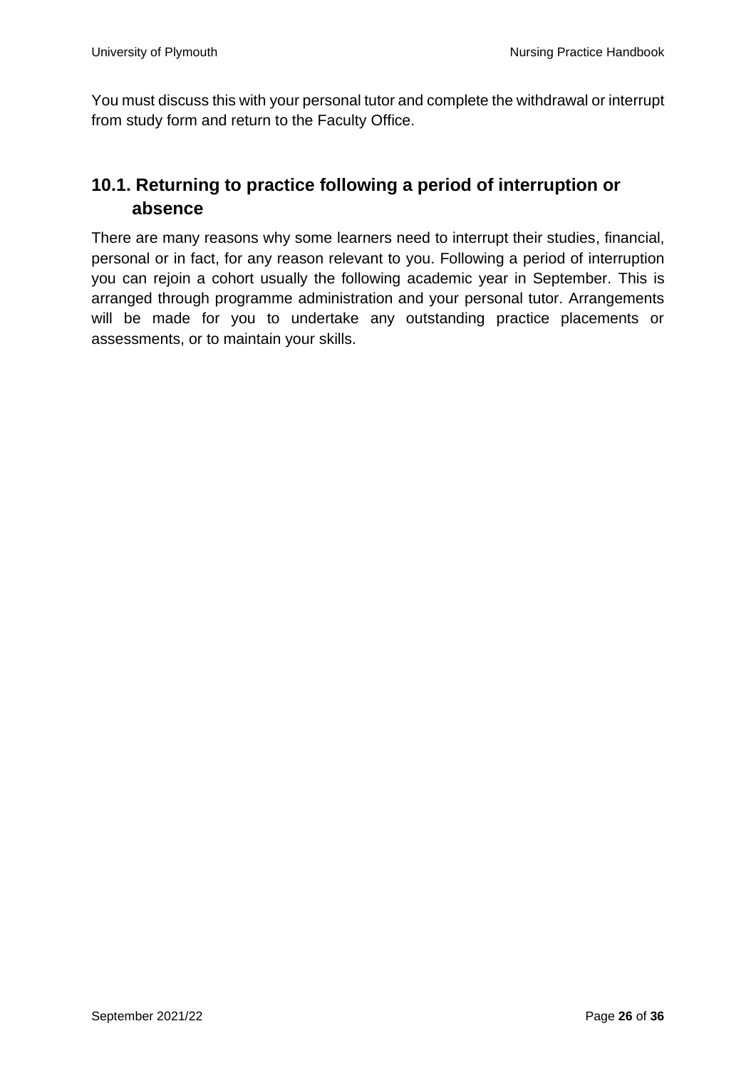You must discuss this with your personal tutor and complete the withdrawal or interrupt from study form and return to the Faculty Office.

## 10.1. Returning to practice following a period of interruption or absence

There are many reasons why some learners need to interrupt their studies, financial, personal or in fact, for any reason relevant to you. Following a period of interruption you can rejoin a cohort usually the following academic year in September. This is arranged through programme administration and your personal tutor. Arrangements will be made for you to undertake any outstanding practice placements or assessments, or to maintain your skills.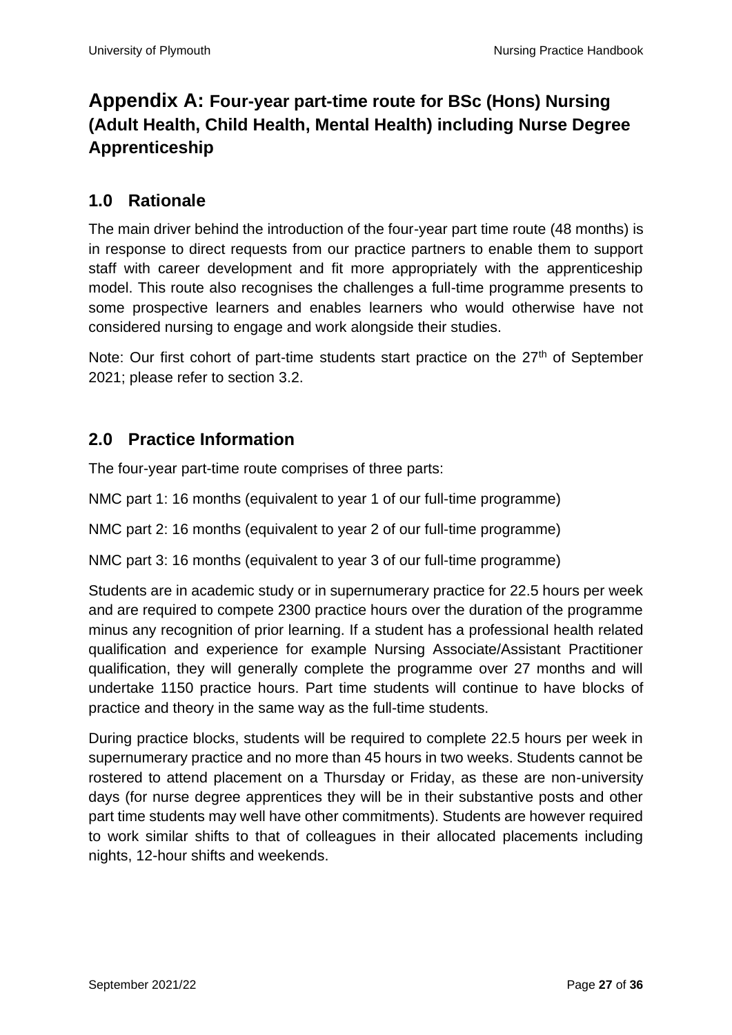# Appendix A: Four-year part-time route for BSc (Hons) Nursing (Adult Health, Child Health, Mental Health) including Nurse Degree Apprenticeship

## 1.0 Rationale

The main driver behind the introduction of the four-year part time route (48 months) is in response to direct requests from our practice partners to enable them to support staff with career development and fit more appropriately with the apprenticeship model. This route also recognises the challenges a full-time programme presents to some prospective learners and enables learners who would otherwise have not considered nursing to engage and work alongside their studies.

Note: Our first cohort of part-time students start practice on the 27th of September 2021; please refer to section 3.2.

## 2.0 Practice Information

The four-year part-time route comprises of three parts:

NMC part 1: 16 months (equivalent to year 1 of our full-time programme)

NMC part 2: 16 months (equivalent to year 2 of our full-time programme)

NMC part 3: 16 months (equivalent to year 3 of our full-time programme)

Students are in academic study or in supernumerary practice for 22.5 hours per week and are required to compete 2300 practice hours over the duration of the programme minus any recognition of prior learning. If a student has a professional health related qualification and experience for example Nursing Associate/Assistant Practitioner qualification, they will generally complete the programme over 27 months and will undertake 1150 practice hours. Part time students will continue to have blocks of practice and theory in the same way as the full-time students.

During practice blocks, students will be required to complete 22.5 hours per week in supernumerary practice and no more than 45 hours in two weeks. Students cannot be rostered to attend placement on a Thursday or Friday, as these are non-university days (for nurse degree apprentices they will be in their substantive posts and other part time students may well have other commitments). Students are however required to work similar shifts to that of colleagues in their allocated placements including nights, 12-hour shifts and weekends.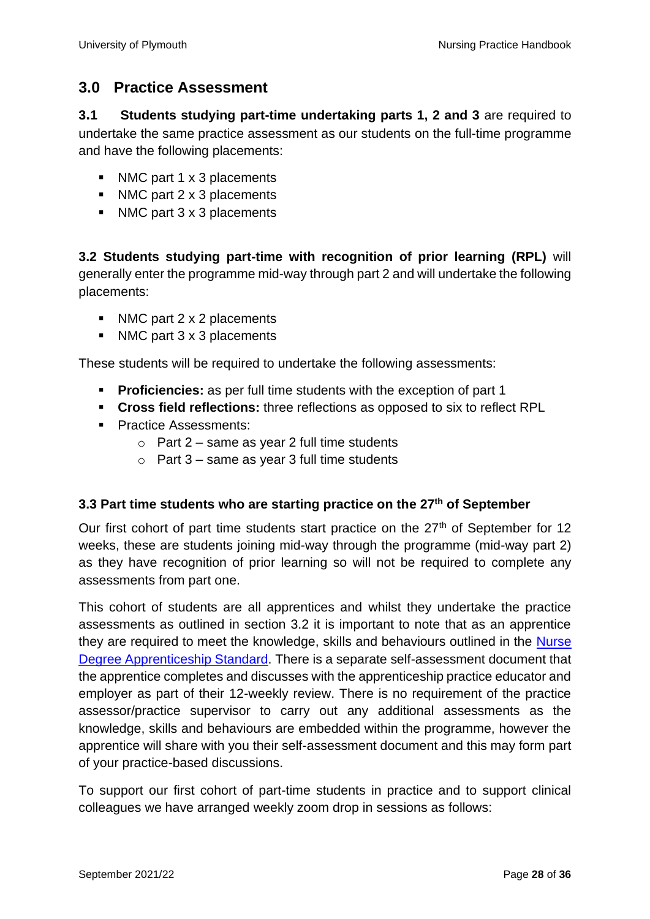## 3.0 Practice Assessment

**3.1 Students studying part-time undertaking parts 1, 2 and 3** are required to undertake the same practice assessment as our students on the full-time programme and have the following placements:

- NMC part 1 x 3 placements
- NMC part 2 x 3 placements
- NMC part 3 x 3 placements

**3.2 Students studying part-time with recognition of prior learning (RPL)** will generally enter the programme mid-way through part 2 and will undertake the following placements:

- NMC part 2 x 2 placements
- NMC part 3 x 3 placements

These students will be required to undertake the following assessments:

- **Proficiencies:** as per full time students with the exception of part 1
- **Cross field reflections:** three reflections as opposed to six to reflect RPL
- Practice Assessments:
  - Part 2 – same as year 2 full time students
  - Part 3 – same as year 3 full time students

### 3.3 Part time students who are starting practice on the 27th of September

Our first cohort of part time students start practice on the 27th of September for 12 weeks, these are students joining mid-way through the programme (mid-way part 2) as they have recognition of prior learning so will not be required to complete any assessments from part one.

This cohort of students are all apprentices and whilst they undertake the practice assessments as outlined in section 3.2 it is important to note that as an apprentice they are required to meet the knowledge, skills and behaviours outlined in the Nurse Degree Apprenticeship Standard. There is a separate self-assessment document that the apprentice completes and discusses with the apprenticeship practice educator and employer as part of their 12-weekly review. There is no requirement of the practice assessor/practice supervisor to carry out any additional assessments as the knowledge, skills and behaviours are embedded within the programme, however the apprentice will share with you their self-assessment document and this may form part of your practice-based discussions.

To support our first cohort of part-time students in practice and to support clinical colleagues we have arranged weekly zoom drop in sessions as follows: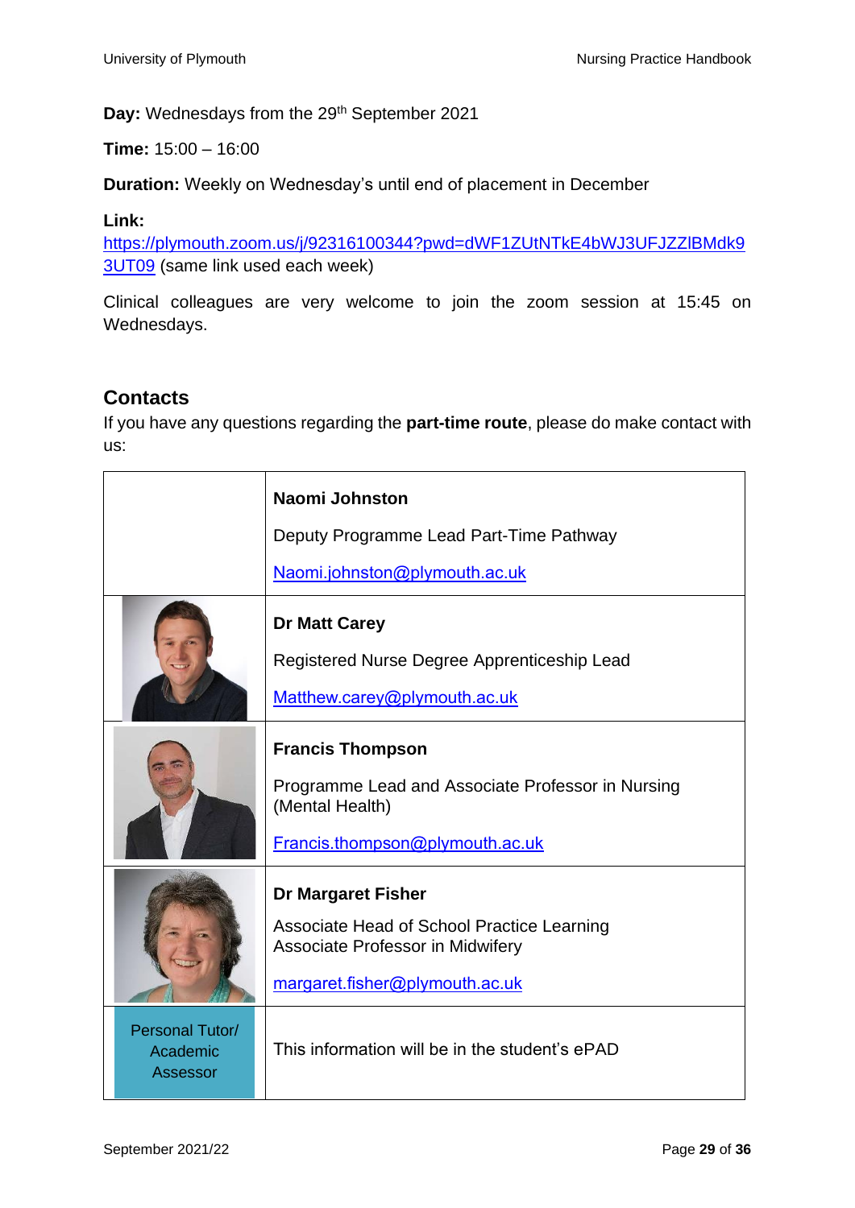**Day:** Wednesdays from the 29th September 2021

**Time:** 15:00 – 16:00

**Duration:** Weekly on Wednesday's until end of placement in December

**Link:**
https://plymouth.zoom.us/j/92316100344?pwd=dWF1ZUtNTkE4bWJ3UFJZZlBMdk93UT09 (same link used each week)

Clinical colleagues are very welcome to join the zoom session at 15:45 on Wednesdays.

## Contacts

If you have any questions regarding the **part-time route**, please do make contact with us:

| | |
|---|---|
| | **Naomi Johnston**<br>Deputy Programme Lead Part-Time Pathway<br>Naomi.johnston@plymouth.ac.uk |
| | **Dr Matt Carey**<br>Registered Nurse Degree Apprenticeship Lead<br>Matthew.carey@plymouth.ac.uk |
| | **Francis Thompson**<br>Programme Lead and Associate Professor in Nursing (Mental Health)<br>Francis.thompson@plymouth.ac.uk |
| | **Dr Margaret Fisher**<br>Associate Head of School Practice Learning<br>Associate Professor in Midwifery<br>margaret.fisher@plymouth.ac.uk |
| Personal Tutor/ Academic Assessor | This information will be in the student's ePAD |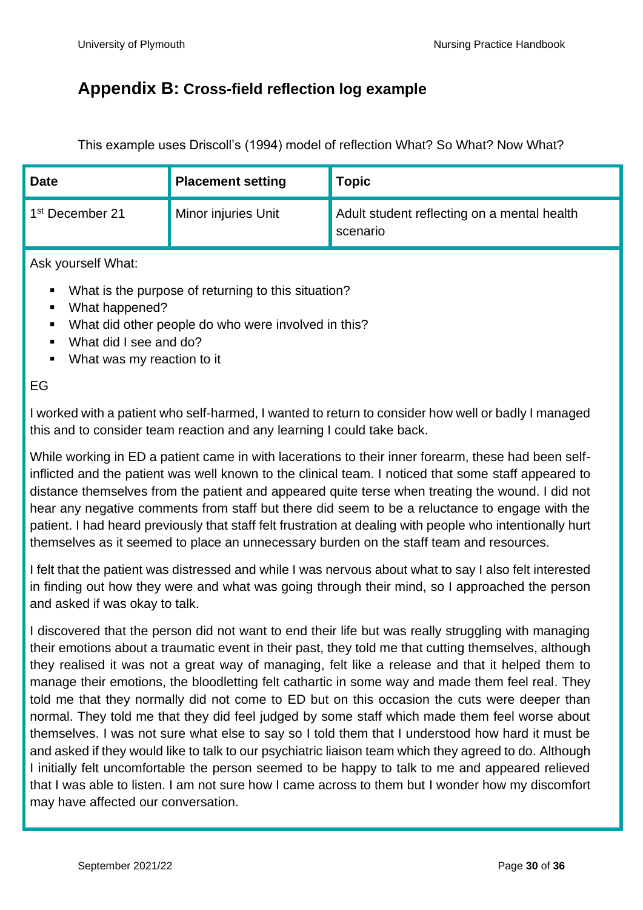## Appendix B: Cross-field reflection log example

This example uses Driscoll's (1994) model of reflection What? So What? Now What?

| Date | Placement setting | Topic |
| --- | --- | --- |
| 1st December 21 | Minor injuries Unit | Adult student reflecting on a mental health scenario |

Ask yourself What:

- What is the purpose of returning to this situation?
- What happened?
- What did other people do who were involved in this?
- What did I see and do?
- What was my reaction to it

EG

I worked with a patient who self-harmed, I wanted to return to consider how well or badly I managed this and to consider team reaction and any learning I could take back.

While working in ED a patient came in with lacerations to their inner forearm, these had been self-inflicted and the patient was well known to the clinical team. I noticed that some staff appeared to distance themselves from the patient and appeared quite terse when treating the wound. I did not hear any negative comments from staff but there did seem to be a reluctance to engage with the patient. I had heard previously that staff felt frustration at dealing with people who intentionally hurt themselves as it seemed to place an unnecessary burden on the staff team and resources.

I felt that the patient was distressed and while I was nervous about what to say I also felt interested in finding out how they were and what was going through their mind, so I approached the person and asked if was okay to talk.

I discovered that the person did not want to end their life but was really struggling with managing their emotions about a traumatic event in their past, they told me that cutting themselves, although they realised it was not a great way of managing, felt like a release and that it helped them to manage their emotions, the bloodletting felt cathartic in some way and made them feel real. They told me that they normally did not come to ED but on this occasion the cuts were deeper than normal. They told me that they did feel judged by some staff which made them feel worse about themselves. I was not sure what else to say so I told them that I understood how hard it must be and asked if they would like to talk to our psychiatric liaison team which they agreed to do. Although I initially felt uncomfortable the person seemed to be happy to talk to me and appeared relieved that I was able to listen. I am not sure how I came across to them but I wonder how my discomfort may have affected our conversation.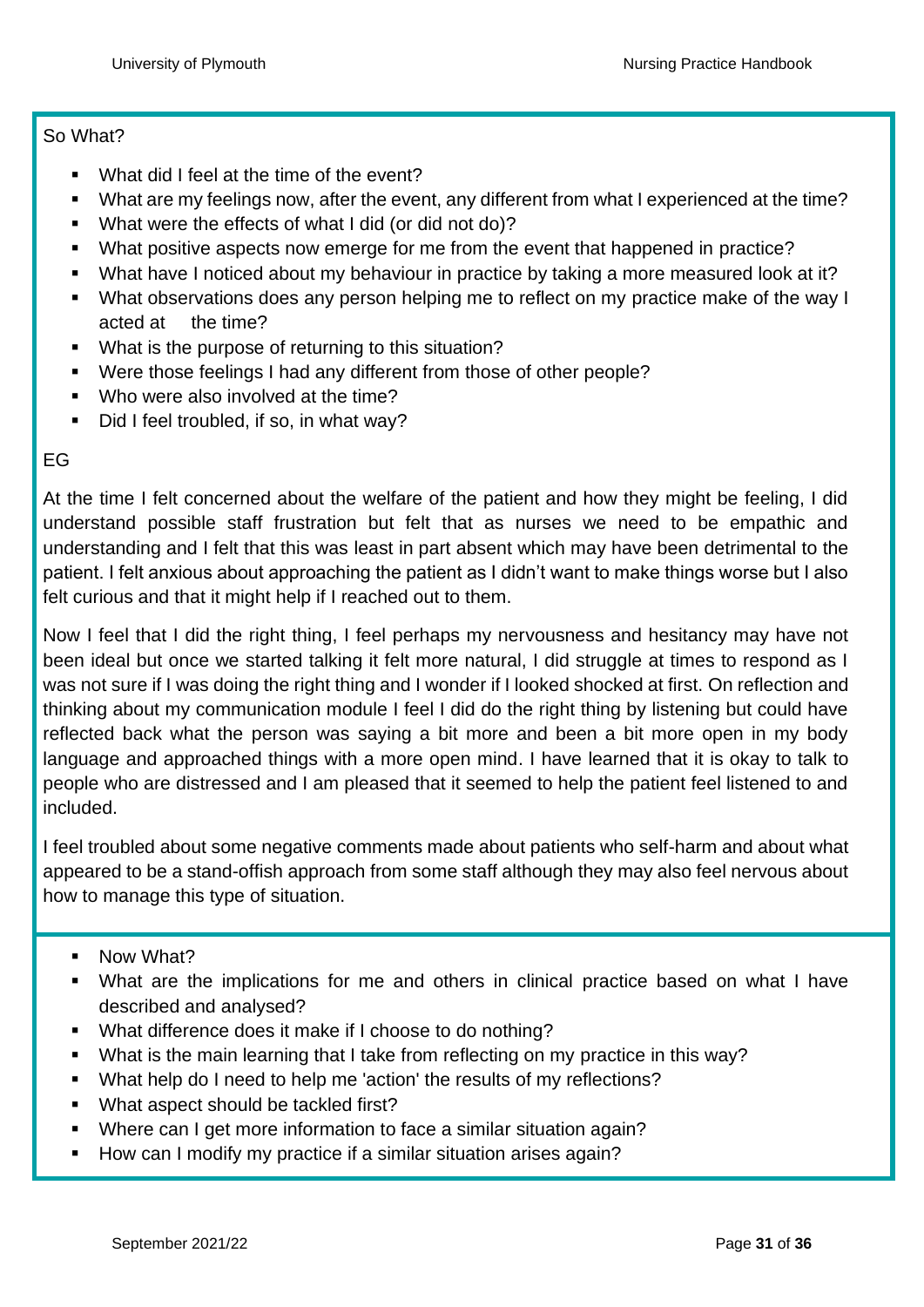So What?

- What did I feel at the time of the event?
- What are my feelings now, after the event, any different from what I experienced at the time?
- What were the effects of what I did (or did not do)?
- What positive aspects now emerge for me from the event that happened in practice?
- What have I noticed about my behaviour in practice by taking a more measured look at it?
- What observations does any person helping me to reflect on my practice make of the way I acted at the time?
- What is the purpose of returning to this situation?
- Were those feelings I had any different from those of other people?
- Who were also involved at the time?
- Did I feel troubled, if so, in what way?

EG

At the time I felt concerned about the welfare of the patient and how they might be feeling, I did understand possible staff frustration but felt that as nurses we need to be empathic and understanding and I felt that this was least in part absent which may have been detrimental to the patient. I felt anxious about approaching the patient as I didn't want to make things worse but I also felt curious and that it might help if I reached out to them.

Now I feel that I did the right thing, I feel perhaps my nervousness and hesitancy may have not been ideal but once we started talking it felt more natural, I did struggle at times to respond as I was not sure if I was doing the right thing and I wonder if I looked shocked at first. On reflection and thinking about my communication module I feel I did do the right thing by listening but could have reflected back what the person was saying a bit more and been a bit more open in my body language and approached things with a more open mind. I have learned that it is okay to talk to people who are distressed and I am pleased that it seemed to help the patient feel listened to and included.

I feel troubled about some negative comments made about patients who self-harm and about what appeared to be a stand-offish approach from some staff although they may also feel nervous about how to manage this type of situation.

- Now What?
- What are the implications for me and others in clinical practice based on what I have described and analysed?
- What difference does it make if I choose to do nothing?
- What is the main learning that I take from reflecting on my practice in this way?
- What help do I need to help me 'action' the results of my reflections?
- What aspect should be tackled first?
- Where can I get more information to face a similar situation again?
- How can I modify my practice if a similar situation arises again?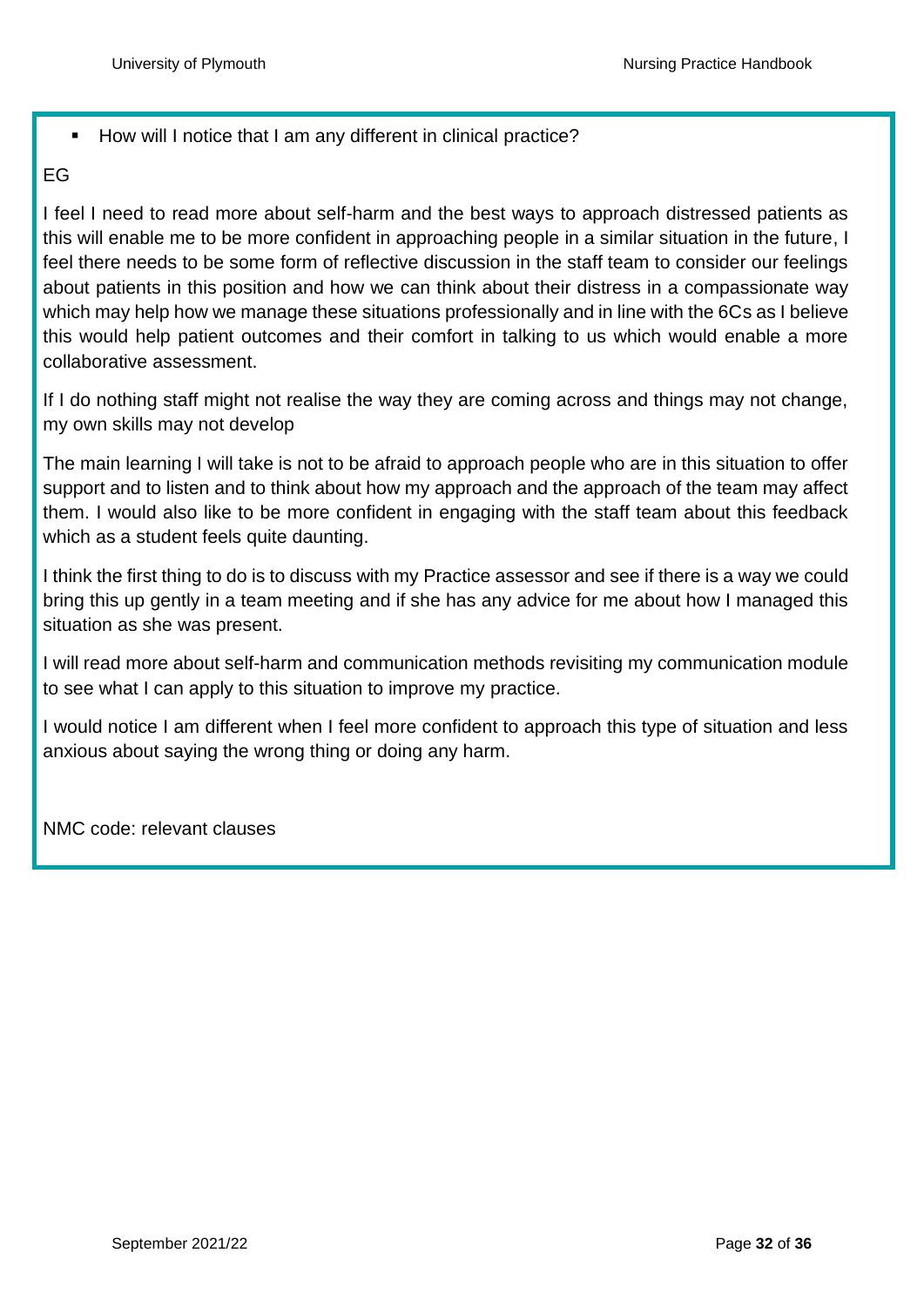- How will I notice that I am any different in clinical practice?

EG

I feel I need to read more about self-harm and the best ways to approach distressed patients as this will enable me to be more confident in approaching people in a similar situation in the future, I feel there needs to be some form of reflective discussion in the staff team to consider our feelings about patients in this position and how we can think about their distress in a compassionate way which may help how we manage these situations professionally and in line with the 6Cs as I believe this would help patient outcomes and their comfort in talking to us which would enable a more collaborative assessment.

If I do nothing staff might not realise the way they are coming across and things may not change, my own skills may not develop

The main learning I will take is not to be afraid to approach people who are in this situation to offer support and to listen and to think about how my approach and the approach of the team may affect them. I would also like to be more confident in engaging with the staff team about this feedback which as a student feels quite daunting.

I think the first thing to do is to discuss with my Practice assessor and see if there is a way we could bring this up gently in a team meeting and if she has any advice for me about how I managed this situation as she was present.

I will read more about self-harm and communication methods revisiting my communication module to see what I can apply to this situation to improve my practice.

I would notice I am different when I feel more confident to approach this type of situation and less anxious about saying the wrong thing or doing any harm.

NMC code: relevant clauses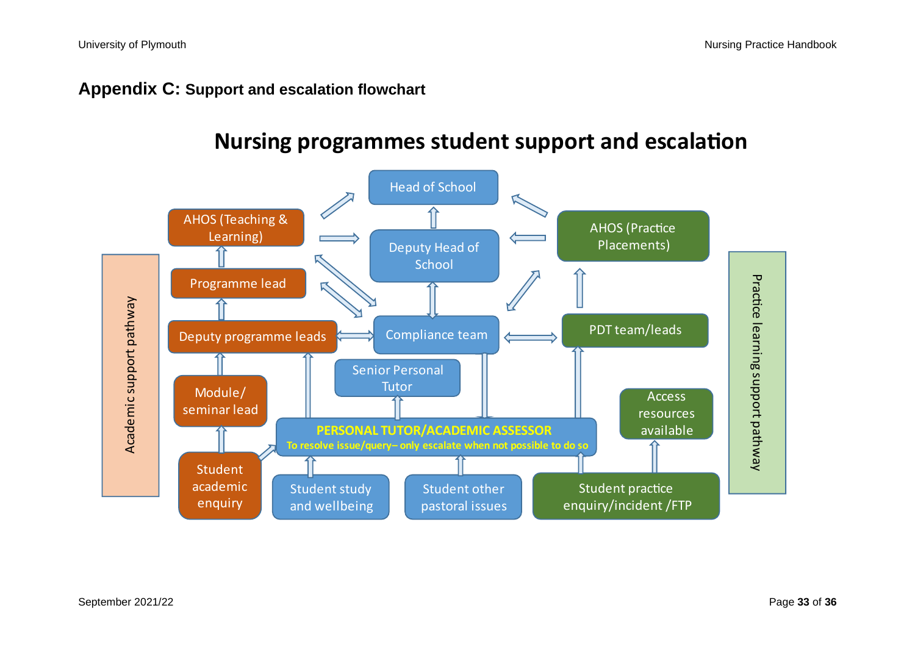## Appendix C: Support and escalation flowchart

# Nursing programmes student support and escalation

**Academic support pathway**

- Student academic enquiry → Module/ seminar lead → Deputy programme leads → Programme lead → AHOS (Teaching & Learning) → Head of School
- Student academic enquiry → PERSONAL TUTOR/ACADEMIC ASSESSOR
- Deputy programme leads ↔ Compliance team
- AHOS (Teaching & Learning) → Deputy Head of School
- AHOS (Teaching & Learning) ↔ Compliance team
- Programme lead ↔ Compliance team

**Central**

- Student study and wellbeing → PERSONAL TUTOR/ACADEMIC ASSESSOR
- Student other pastoral issues → PERSONAL TUTOR/ACADEMIC ASSESSOR
- **PERSONAL TUTOR/ACADEMIC ASSESSOR** — To resolve issue/query– only escalate when not possible to do so
- PERSONAL TUTOR/ACADEMIC ASSESSOR → Senior Personal Tutor
- PERSONAL TUTOR/ACADEMIC ASSESSOR → Deputy programme leads
- Compliance team → PERSONAL TUTOR/ACADEMIC ASSESSOR
- Compliance team ↔ Deputy Head of School
- Deputy Head of School → Head of School

**Practice learning support pathway**

- Student practice enquiry/incident /FTP → PERSONAL TUTOR/ACADEMIC ASSESSOR
- Student practice enquiry/incident /FTP → Access resources available
- PERSONAL TUTOR/ACADEMIC ASSESSOR → PDT team/leads
- PDT team/leads ↔ Compliance team
- PDT team/leads → AHOS (Practice Placements)
- Compliance team → AHOS (Practice Placements)
- AHOS (Practice Placements) → Deputy Head of School
- AHOS (Practice Placements) → Head of School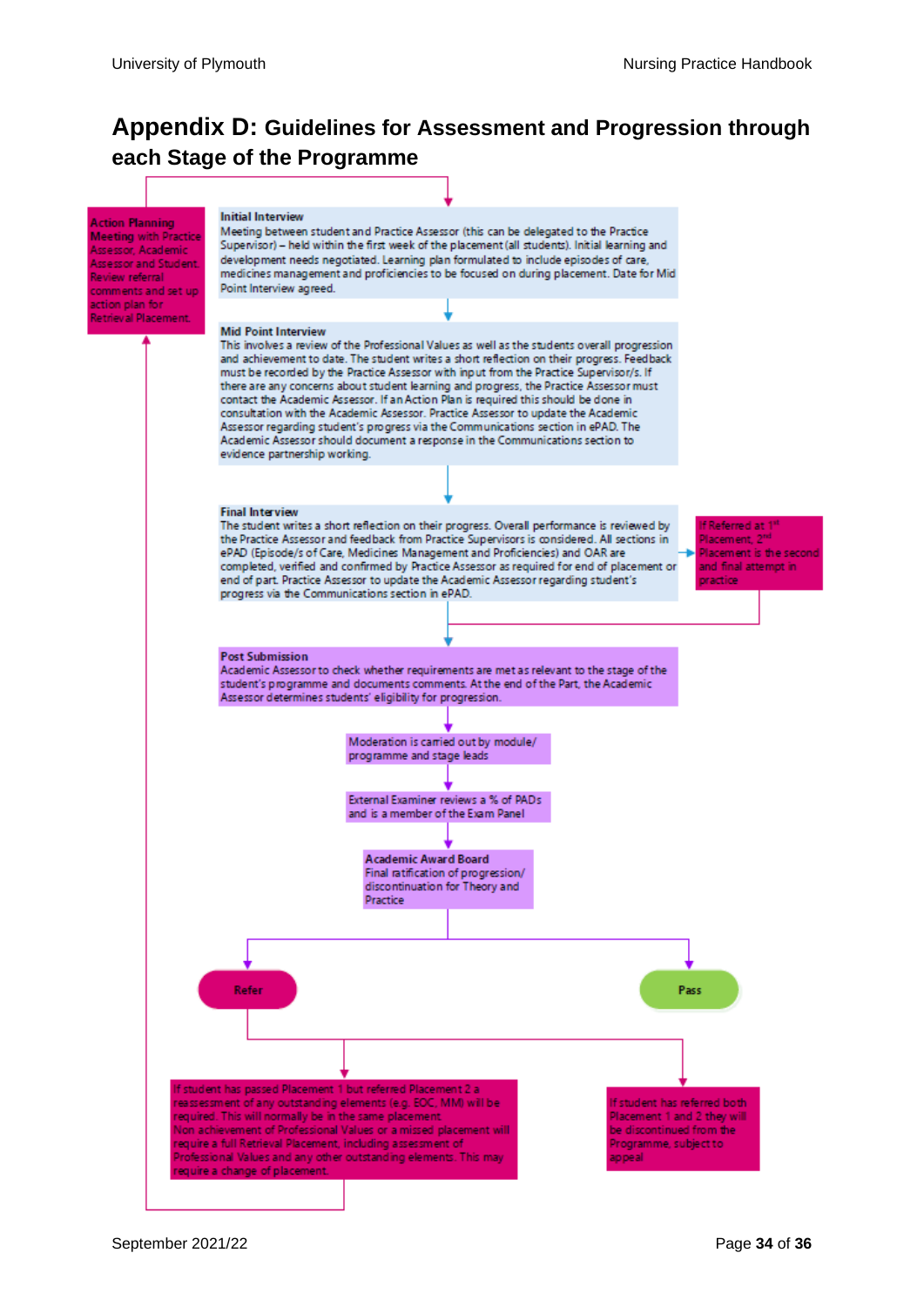# Appendix D: Guidelines for Assessment and Progression through each Stage of the Programme

**Initial Interview**
Meeting between student and Practice Assessor (this can be delegated to the Practice Supervisor) – held within the first week of the placement (all students). Initial learning and development needs negotiated. Learning plan formulated to include episodes of care, medicines management and proficiencies to be focused on during placement. Date for Mid Point Interview agreed.

**Mid Point Interview**
This involves a review of the Professional Values as well as the students overall progression and achievement to date. The student writes a short reflection on their progress. Feedback must be recorded by the Practice Assessor with input from the Practice Supervisor/s. If there are any concerns about student learning and progress, the Practice Assessor must contact the Academic Assessor. If an Action Plan is required this should be done in consultation with the Academic Assessor. Practice Assessor to update the Academic Assessor regarding student's progress via the Communications section in ePAD. The Academic Assessor should document a response in the Communications section to evidence partnership working.

**Final Interview**
The student writes a short reflection on their progress. Overall performance is reviewed by the Practice Assessor and feedback from Practice Supervisors is considered. All sections in ePAD (Episode/s of Care, Medicines Management and Proficiencies) and OAR are completed, verified and confirmed by Practice Assessor as required for end of placement or end of part. Practice Assessor to update the Academic Assessor regarding student's progress via the Communications section in ePAD.

If Referred at 1st Placement, 2nd Placement is the second and final attempt in practice

**Post Submission**
Academic Assessor to check whether requirements are met as relevant to the stage of the student's programme and documents comments. At the end of the Part, the Academic Assessor determines students' eligibility for progression.

Moderation is carried out by module/ programme and stage leads

External Examiner reviews a % of PADs and is a member of the Exam Panel

**Academic Award Board**
Final ratification of progression/ discontinuation for Theory and Practice

**Refer**

**Pass**

If student has passed Placement 1 but referred Placement 2 a reassessment of any outstanding elements (e.g. EOC, MM) will be required. This will normally be in the same placement.
Non achievement of Professional Values or a missed placement will require a full Retrieval Placement, including assessment of Professional Values and any other outstanding elements. This may require a change of placement.

If student has referred both Placement 1 and 2 they will be discontinued from the Programme, subject to appeal

**Action Planning Meeting with Practice Assessor, Academic Assessor and Student.** Review referral comments and set up action plan for Retrieval Placement.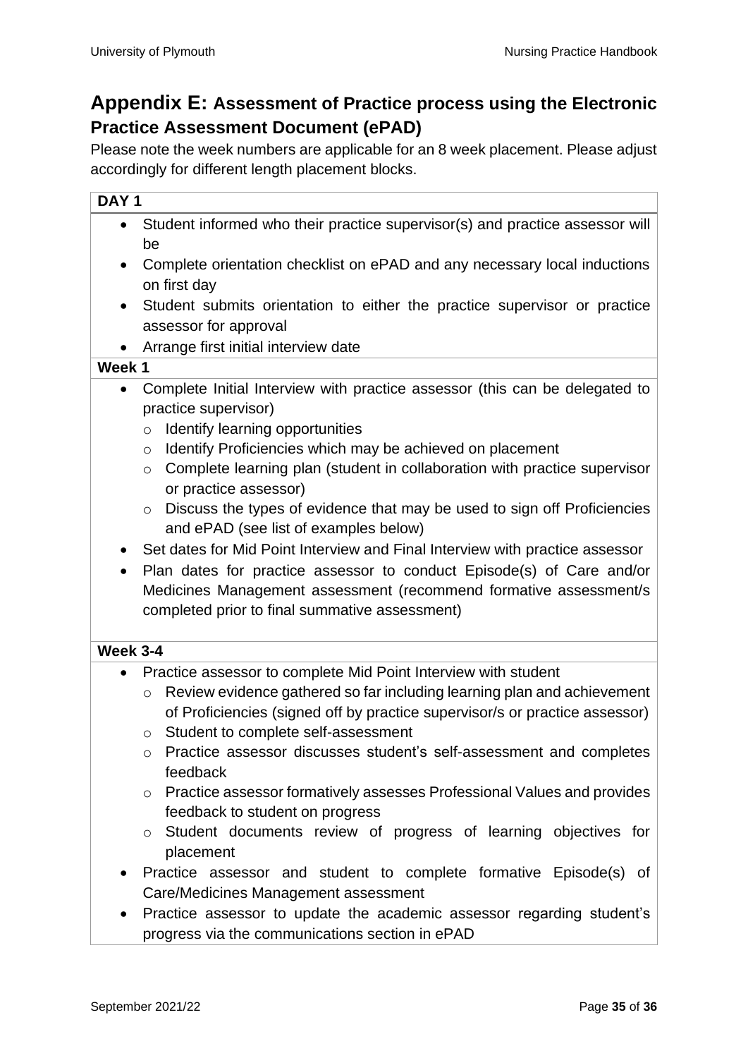## Appendix E: Assessment of Practice process using the Electronic Practice Assessment Document (ePAD)

Please note the week numbers are applicable for an 8 week placement. Please adjust accordingly for different length placement blocks.

**DAY 1**

- Student informed who their practice supervisor(s) and practice assessor will be
- Complete orientation checklist on ePAD and any necessary local inductions on first day
- Student submits orientation to either the practice supervisor or practice assessor for approval
- Arrange first initial interview date

**Week 1**

- Complete Initial Interview with practice assessor (this can be delegated to practice supervisor)
  - Identify learning opportunities
  - Identify Proficiencies which may be achieved on placement
  - Complete learning plan (student in collaboration with practice supervisor or practice assessor)
  - Discuss the types of evidence that may be used to sign off Proficiencies and ePAD (see list of examples below)
- Set dates for Mid Point Interview and Final Interview with practice assessor
- Plan dates for practice assessor to conduct Episode(s) of Care and/or Medicines Management assessment (recommend formative assessment/s completed prior to final summative assessment)

**Week 3-4**

- Practice assessor to complete Mid Point Interview with student
  - Review evidence gathered so far including learning plan and achievement of Proficiencies (signed off by practice supervisor/s or practice assessor)
  - Student to complete self-assessment
  - Practice assessor discusses student's self-assessment and completes feedback
  - Practice assessor formatively assesses Professional Values and provides feedback to student on progress
  - Student documents review of progress of learning objectives for placement
- Practice assessor and student to complete formative Episode(s) of Care/Medicines Management assessment
- Practice assessor to update the academic assessor regarding student's progress via the communications section in ePAD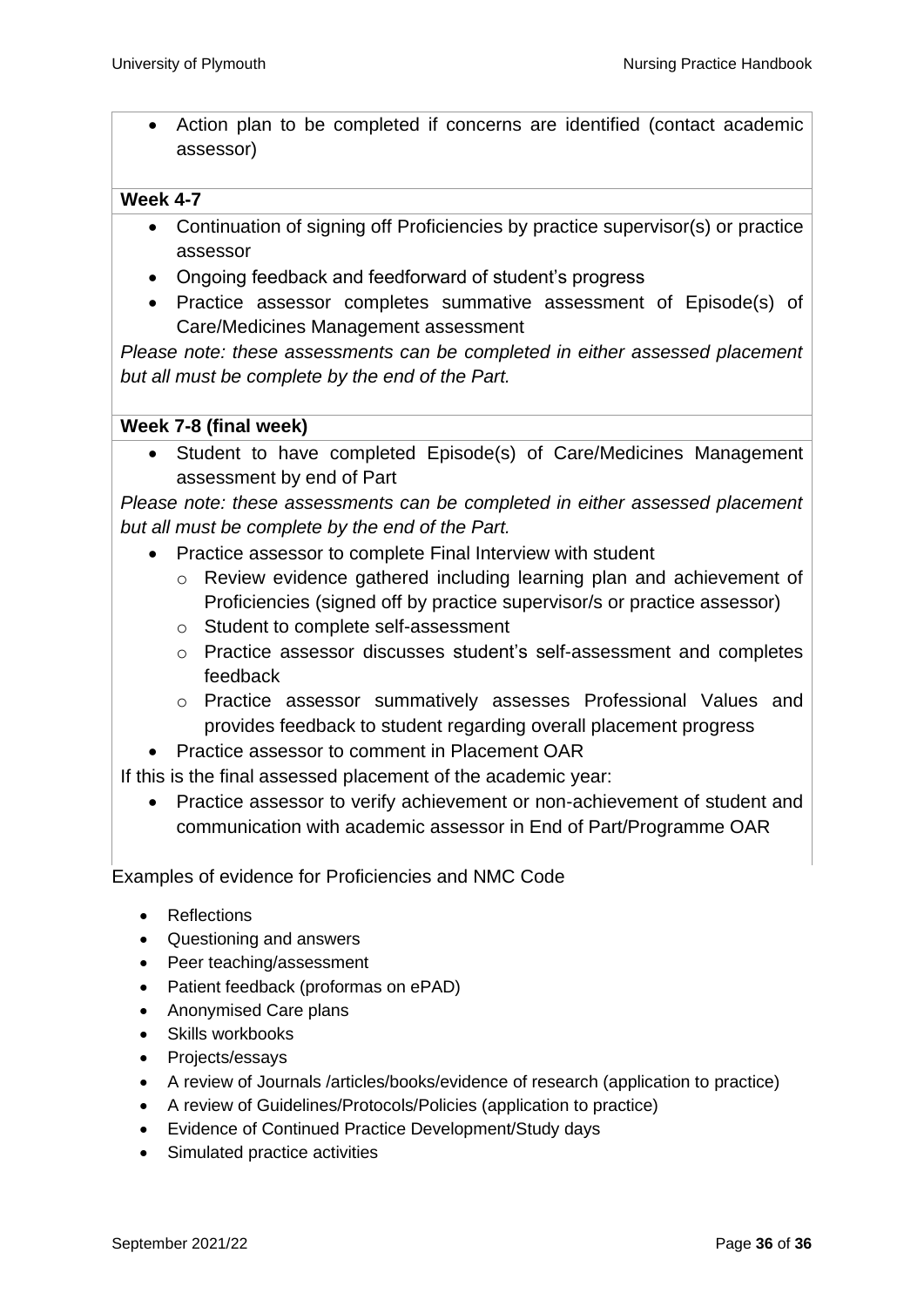- Action plan to be completed if concerns are identified (contact academic assessor)

**Week 4-7**

- Continuation of signing off Proficiencies by practice supervisor(s) or practice assessor
- Ongoing feedback and feedforward of student's progress
- Practice assessor completes summative assessment of Episode(s) of Care/Medicines Management assessment

*Please note: these assessments can be completed in either assessed placement but all must be complete by the end of the Part.*

**Week 7-8 (final week)**

- Student to have completed Episode(s) of Care/Medicines Management assessment by end of Part

*Please note: these assessments can be completed in either assessed placement but all must be complete by the end of the Part.*

- Practice assessor to complete Final Interview with student
  - Review evidence gathered including learning plan and achievement of Proficiencies (signed off by practice supervisor/s or practice assessor)
  - Student to complete self-assessment
  - Practice assessor discusses student's self-assessment and completes feedback
  - Practice assessor summatively assesses Professional Values and provides feedback to student regarding overall placement progress
- Practice assessor to comment in Placement OAR

If this is the final assessed placement of the academic year:

- Practice assessor to verify achievement or non-achievement of student and communication with academic assessor in End of Part/Programme OAR

Examples of evidence for Proficiencies and NMC Code

- Reflections
- Questioning and answers
- Peer teaching/assessment
- Patient feedback (proformas on ePAD)
- Anonymised Care plans
- Skills workbooks
- Projects/essays
- A review of Journals /articles/books/evidence of research (application to practice)
- A review of Guidelines/Protocols/Policies (application to practice)
- Evidence of Continued Practice Development/Study days
- Simulated practice activities